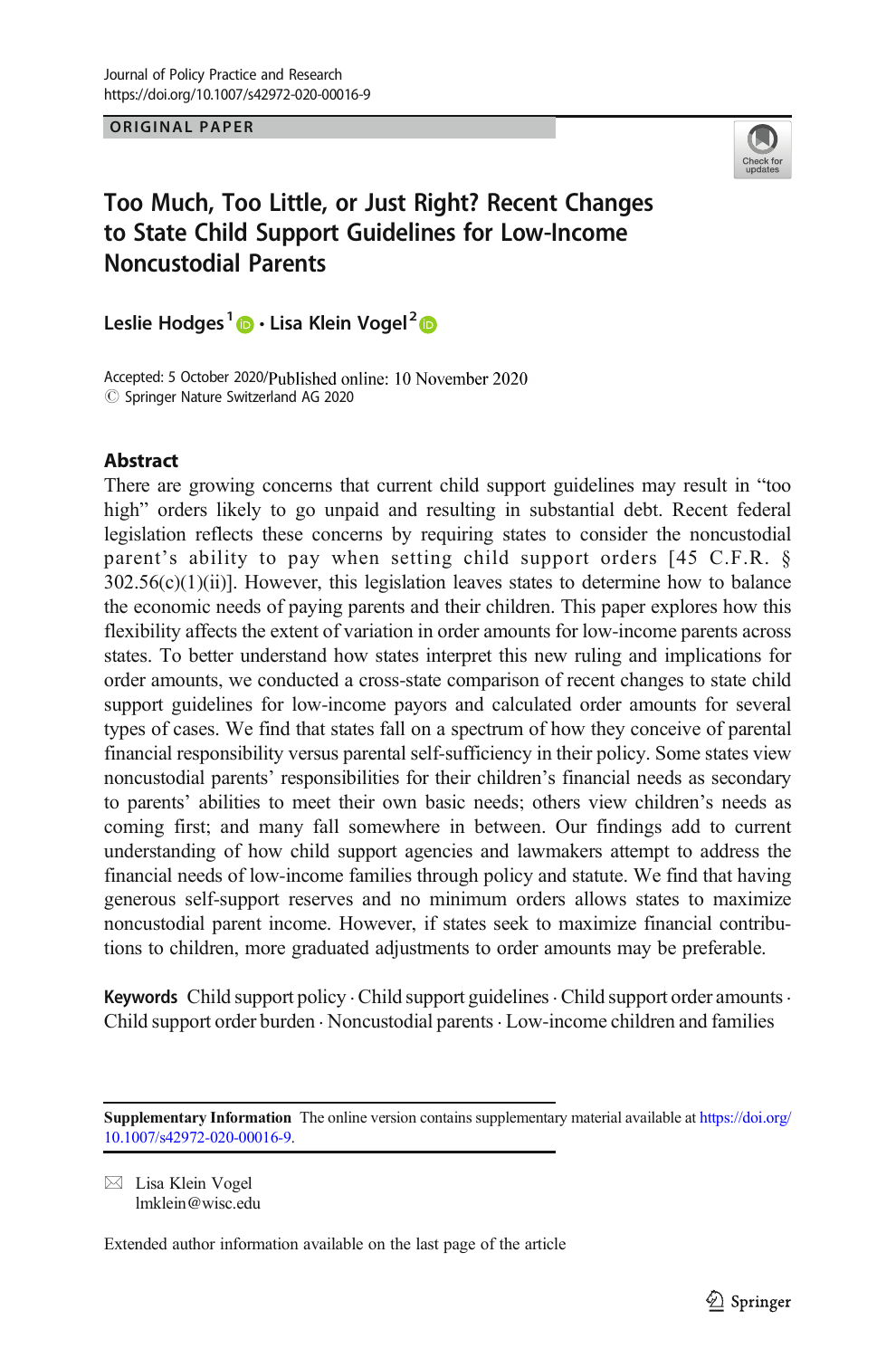Journal of Policy Practice and Research
https://doi.org/10.1007/s42972-020-00016-9

ORIGINAL PAPER

# Too Much, Too Little, or Just Right? Recent Changes to State Child Support Guidelines for Low-Income Noncustodial Parents

Leslie Hodges[1] · Lisa Klein Vogel[2]

Accepted: 5 October 2020/Published online: 10 November 2020
© Springer Nature Switzerland AG 2020

## Abstract

There are growing concerns that current child support guidelines may result in "too high" orders likely to go unpaid and resulting in substantial debt. Recent federal legislation reflects these concerns by requiring states to consider the noncustodial parent's ability to pay when setting child support orders [45 C.F.R. § 302.56(c)(1)(ii)]. However, this legislation leaves states to determine how to balance the economic needs of paying parents and their children. This paper explores how this flexibility affects the extent of variation in order amounts for low-income parents across states. To better understand how states interpret this new ruling and implications for order amounts, we conducted a cross-state comparison of recent changes to state child support guidelines for low-income payors and calculated order amounts for several types of cases. We find that states fall on a spectrum of how they conceive of parental financial responsibility versus parental self-sufficiency in their policy. Some states view noncustodial parents' responsibilities for their children's financial needs as secondary to parents' abilities to meet their own basic needs; others view children's needs as coming first; and many fall somewhere in between. Our findings add to current understanding of how child support agencies and lawmakers attempt to address the financial needs of low-income families through policy and statute. We find that having generous self-support reserves and no minimum orders allows states to maximize noncustodial parent income. However, if states seek to maximize financial contributions to children, more graduated adjustments to order amounts may be preferable.

**Keywords** Child support policy · Child support guidelines · Child support order amounts · Child support order burden · Noncustodial parents · Low-income children and families

**Supplementary Information** The online version contains supplementary material available at https://doi.org/10.1007/s42972-020-00016-9.

✉ Lisa Klein Vogel
lmklein@wisc.edu

Extended author information available on the last page of the article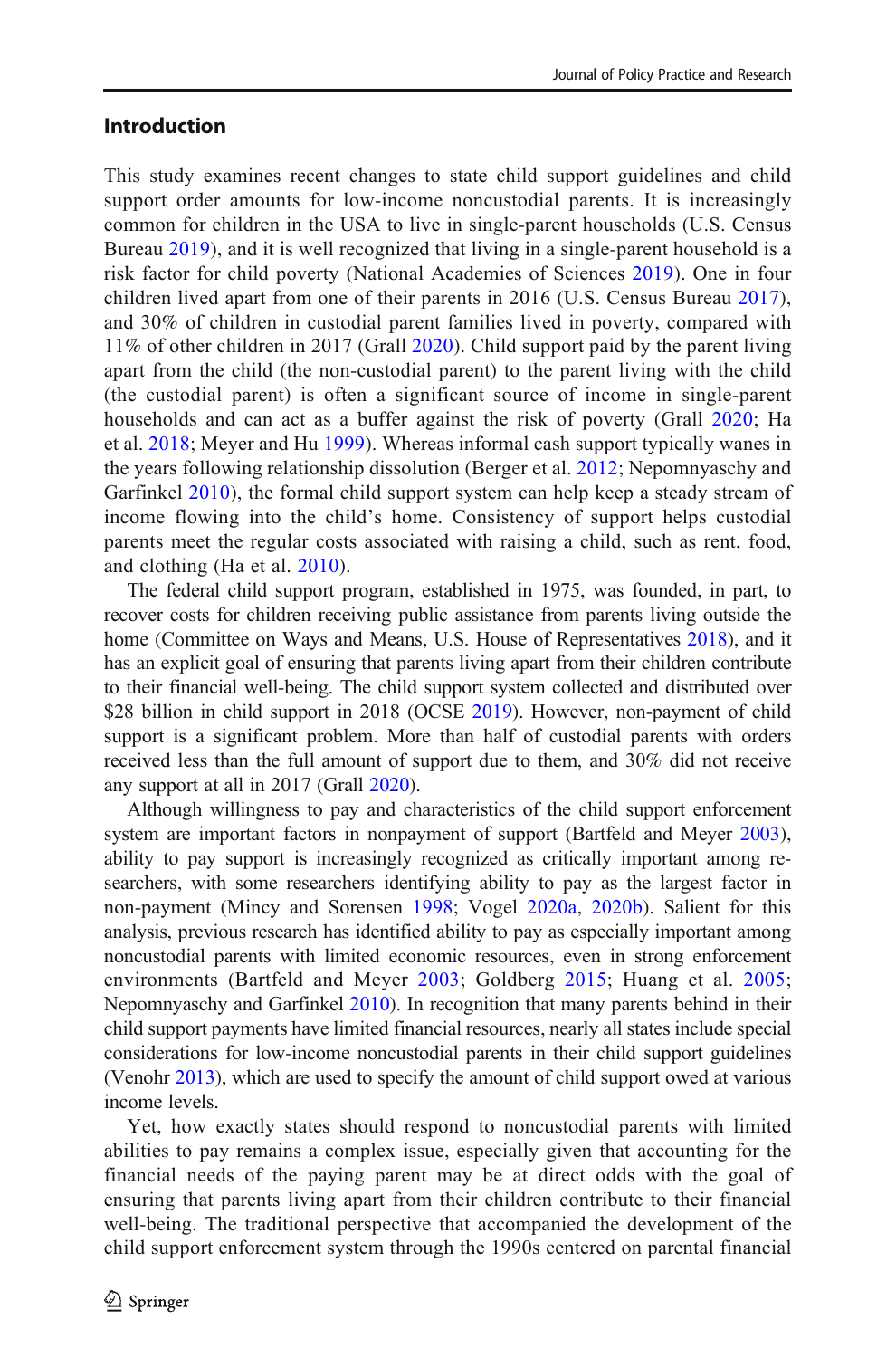## Introduction

This study examines recent changes to state child support guidelines and child support order amounts for low-income noncustodial parents. It is increasingly common for children in the USA to live in single-parent households (U.S. Census Bureau 2019), and it is well recognized that living in a single-parent household is a risk factor for child poverty (National Academies of Sciences 2019). One in four children lived apart from one of their parents in 2016 (U.S. Census Bureau 2017), and 30% of children in custodial parent families lived in poverty, compared with 11% of other children in 2017 (Grall 2020). Child support paid by the parent living apart from the child (the non-custodial parent) to the parent living with the child (the custodial parent) is often a significant source of income in single-parent households and can act as a buffer against the risk of poverty (Grall 2020; Ha et al. 2018; Meyer and Hu 1999). Whereas informal cash support typically wanes in the years following relationship dissolution (Berger et al. 2012; Nepomnyaschy and Garfinkel 2010), the formal child support system can help keep a steady stream of income flowing into the child's home. Consistency of support helps custodial parents meet the regular costs associated with raising a child, such as rent, food, and clothing (Ha et al. 2010).

The federal child support program, established in 1975, was founded, in part, to recover costs for children receiving public assistance from parents living outside the home (Committee on Ways and Means, U.S. House of Representatives 2018), and it has an explicit goal of ensuring that parents living apart from their children contribute to their financial well-being. The child support system collected and distributed over $28 billion in child support in 2018 (OCSE 2019). However, non-payment of child support is a significant problem. More than half of custodial parents with orders received less than the full amount of support due to them, and 30% did not receive any support at all in 2017 (Grall 2020).

Although willingness to pay and characteristics of the child support enforcement system are important factors in nonpayment of support (Bartfeld and Meyer 2003), ability to pay support is increasingly recognized as critically important among researchers, with some researchers identifying ability to pay as the largest factor in non-payment (Mincy and Sorensen 1998; Vogel 2020a, 2020b). Salient for this analysis, previous research has identified ability to pay as especially important among noncustodial parents with limited economic resources, even in strong enforcement environments (Bartfeld and Meyer 2003; Goldberg 2015; Huang et al. 2005; Nepomnyaschy and Garfinkel 2010). In recognition that many parents behind in their child support payments have limited financial resources, nearly all states include special considerations for low-income noncustodial parents in their child support guidelines (Venohr 2013), which are used to specify the amount of child support owed at various income levels.

Yet, how exactly states should respond to noncustodial parents with limited abilities to pay remains a complex issue, especially given that accounting for the financial needs of the paying parent may be at direct odds with the goal of ensuring that parents living apart from their children contribute to their financial well-being. The traditional perspective that accompanied the development of the child support enforcement system through the 1990s centered on parental financial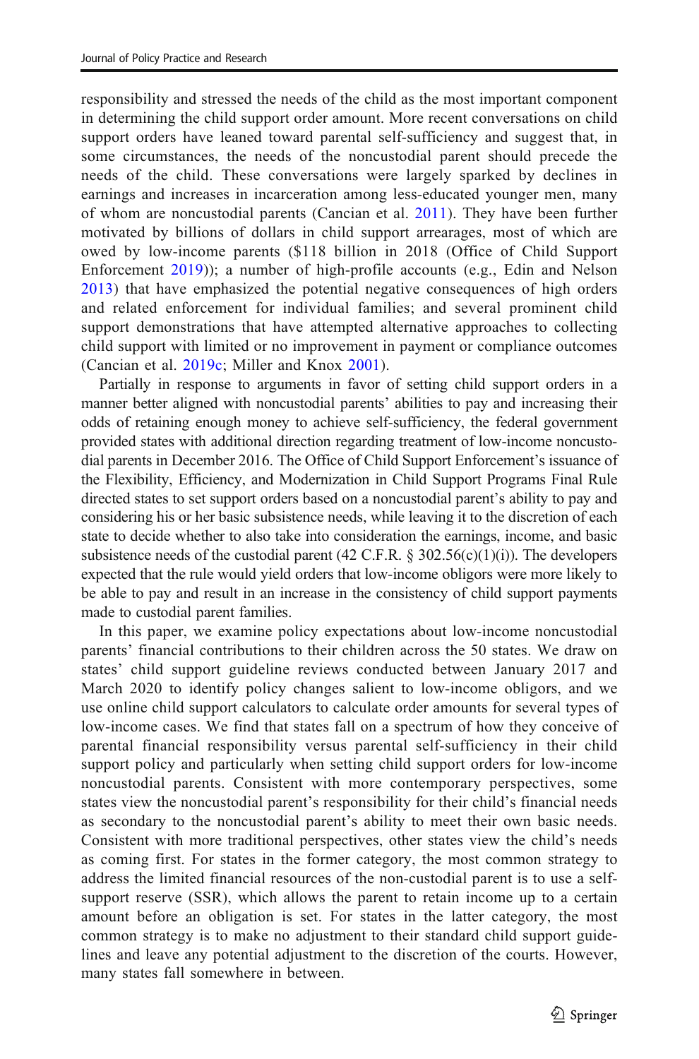responsibility and stressed the needs of the child as the most important component in determining the child support order amount. More recent conversations on child support orders have leaned toward parental self-sufficiency and suggest that, in some circumstances, the needs of the noncustodial parent should precede the needs of the child. These conversations were largely sparked by declines in earnings and increases in incarceration among less-educated younger men, many of whom are noncustodial parents (Cancian et al. 2011). They have been further motivated by billions of dollars in child support arrearages, most of which are owed by low-income parents ($118 billion in 2018 (Office of Child Support Enforcement 2019)); a number of high-profile accounts (e.g., Edin and Nelson 2013) that have emphasized the potential negative consequences of high orders and related enforcement for individual families; and several prominent child support demonstrations that have attempted alternative approaches to collecting child support with limited or no improvement in payment or compliance outcomes (Cancian et al. 2019c; Miller and Knox 2001).

Partially in response to arguments in favor of setting child support orders in a manner better aligned with noncustodial parents' abilities to pay and increasing their odds of retaining enough money to achieve self-sufficiency, the federal government provided states with additional direction regarding treatment of low-income noncustodial parents in December 2016. The Office of Child Support Enforcement's issuance of the Flexibility, Efficiency, and Modernization in Child Support Programs Final Rule directed states to set support orders based on a noncustodial parent's ability to pay and considering his or her basic subsistence needs, while leaving it to the discretion of each state to decide whether to also take into consideration the earnings, income, and basic subsistence needs of the custodial parent (42 C.F.R. § 302.56(c)(1)(i)). The developers expected that the rule would yield orders that low-income obligors were more likely to be able to pay and result in an increase in the consistency of child support payments made to custodial parent families.

In this paper, we examine policy expectations about low-income noncustodial parents' financial contributions to their children across the 50 states. We draw on states' child support guideline reviews conducted between January 2017 and March 2020 to identify policy changes salient to low-income obligors, and we use online child support calculators to calculate order amounts for several types of low-income cases. We find that states fall on a spectrum of how they conceive of parental financial responsibility versus parental self-sufficiency in their child support policy and particularly when setting child support orders for low-income noncustodial parents. Consistent with more contemporary perspectives, some states view the noncustodial parent's responsibility for their child's financial needs as secondary to the noncustodial parent's ability to meet their own basic needs. Consistent with more traditional perspectives, other states view the child's needs as coming first. For states in the former category, the most common strategy to address the limited financial resources of the non-custodial parent is to use a self-support reserve (SSR), which allows the parent to retain income up to a certain amount before an obligation is set. For states in the latter category, the most common strategy is to make no adjustment to their standard child support guidelines and leave any potential adjustment to the discretion of the courts. However, many states fall somewhere in between.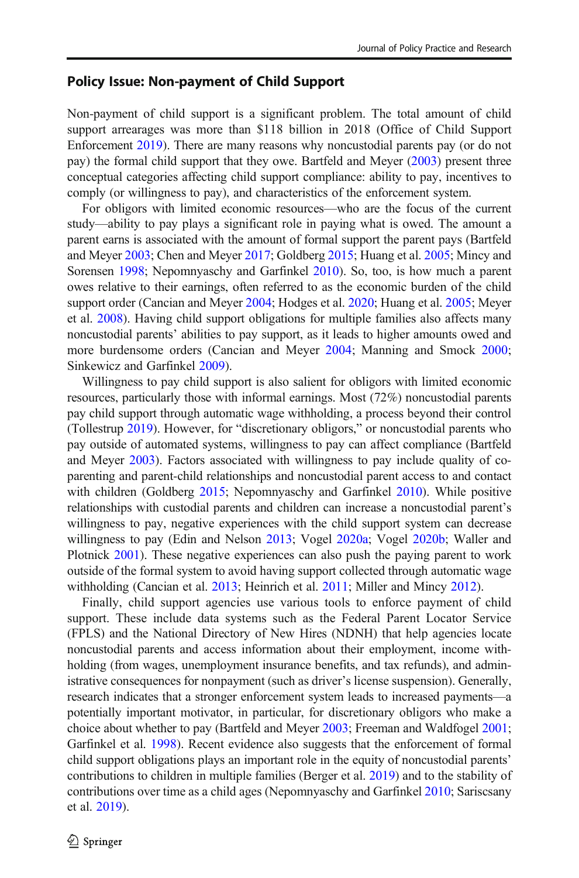## Policy Issue: Non-payment of Child Support

Non-payment of child support is a significant problem. The total amount of child support arrearages was more than $118 billion in 2018 (Office of Child Support Enforcement 2019). There are many reasons why noncustodial parents pay (or do not pay) the formal child support that they owe. Bartfeld and Meyer (2003) present three conceptual categories affecting child support compliance: ability to pay, incentives to comply (or willingness to pay), and characteristics of the enforcement system.

For obligors with limited economic resources—who are the focus of the current study—ability to pay plays a significant role in paying what is owed. The amount a parent earns is associated with the amount of formal support the parent pays (Bartfeld and Meyer 2003; Chen and Meyer 2017; Goldberg 2015; Huang et al. 2005; Mincy and Sorensen 1998; Nepomnyaschy and Garfinkel 2010). So, too, is how much a parent owes relative to their earnings, often referred to as the economic burden of the child support order (Cancian and Meyer 2004; Hodges et al. 2020; Huang et al. 2005; Meyer et al. 2008). Having child support obligations for multiple families also affects many noncustodial parents' abilities to pay support, as it leads to higher amounts owed and more burdensome orders (Cancian and Meyer 2004; Manning and Smock 2000; Sinkewicz and Garfinkel 2009).

Willingness to pay child support is also salient for obligors with limited economic resources, particularly those with informal earnings. Most (72%) noncustodial parents pay child support through automatic wage withholding, a process beyond their control (Tollestrup 2019). However, for "discretionary obligors," or noncustodial parents who pay outside of automated systems, willingness to pay can affect compliance (Bartfeld and Meyer 2003). Factors associated with willingness to pay include quality of co-parenting and parent-child relationships and noncustodial parent access to and contact with children (Goldberg 2015; Nepomnyaschy and Garfinkel 2010). While positive relationships with custodial parents and children can increase a noncustodial parent's willingness to pay, negative experiences with the child support system can decrease willingness to pay (Edin and Nelson 2013; Vogel 2020a; Vogel 2020b; Waller and Plotnick 2001). These negative experiences can also push the paying parent to work outside of the formal system to avoid having support collected through automatic wage withholding (Cancian et al. 2013; Heinrich et al. 2011; Miller and Mincy 2012).

Finally, child support agencies use various tools to enforce payment of child support. These include data systems such as the Federal Parent Locator Service (FPLS) and the National Directory of New Hires (NDNH) that help agencies locate noncustodial parents and access information about their employment, income withholding (from wages, unemployment insurance benefits, and tax refunds), and administrative consequences for nonpayment (such as driver's license suspension). Generally, research indicates that a stronger enforcement system leads to increased payments—a potentially important motivator, in particular, for discretionary obligors who make a choice about whether to pay (Bartfeld and Meyer 2003; Freeman and Waldfogel 2001; Garfinkel et al. 1998). Recent evidence also suggests that the enforcement of formal child support obligations plays an important role in the equity of noncustodial parents' contributions to children in multiple families (Berger et al. 2019) and to the stability of contributions over time as a child ages (Nepomnyaschy and Garfinkel 2010; Sariscsany et al. 2019).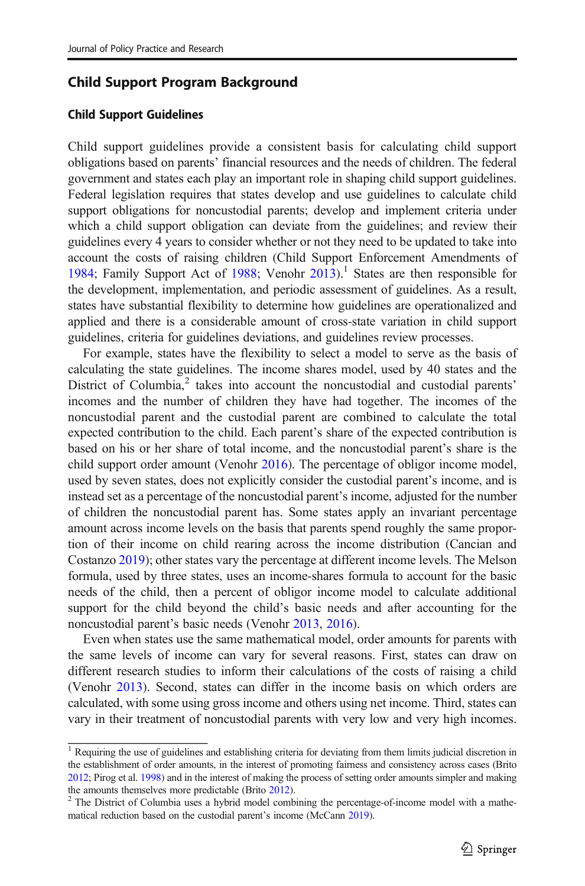## Child Support Program Background

### Child Support Guidelines

Child support guidelines provide a consistent basis for calculating child support obligations based on parents' financial resources and the needs of children. The federal government and states each play an important role in shaping child support guidelines. Federal legislation requires that states develop and use guidelines to calculate child support obligations for noncustodial parents; develop and implement criteria under which a child support obligation can deviate from the guidelines; and review their guidelines every 4 years to consider whether or not they need to be updated to take into account the costs of raising children (Child Support Enforcement Amendments of 1984; Family Support Act of 1988; Venohr 2013).[1] States are then responsible for the development, implementation, and periodic assessment of guidelines. As a result, states have substantial flexibility to determine how guidelines are operationalized and applied and there is a considerable amount of cross-state variation in child support guidelines, criteria for guidelines deviations, and guidelines review processes.

For example, states have the flexibility to select a model to serve as the basis of calculating the state guidelines. The income shares model, used by 40 states and the District of Columbia,[2] takes into account the noncustodial and custodial parents' incomes and the number of children they have had together. The incomes of the noncustodial parent and the custodial parent are combined to calculate the total expected contribution to the child. Each parent's share of the expected contribution is based on his or her share of total income, and the noncustodial parent's share is the child support order amount (Venohr 2016). The percentage of obligor income model, used by seven states, does not explicitly consider the custodial parent's income, and is instead set as a percentage of the noncustodial parent's income, adjusted for the number of children the noncustodial parent has. Some states apply an invariant percentage amount across income levels on the basis that parents spend roughly the same proportion of their income on child rearing across the income distribution (Cancian and Costanzo 2019); other states vary the percentage at different income levels. The Melson formula, used by three states, uses an income-shares formula to account for the basic needs of the child, then a percent of obligor income model to calculate additional support for the child beyond the child's basic needs and after accounting for the noncustodial parent's basic needs (Venohr 2013, 2016).

Even when states use the same mathematical model, order amounts for parents with the same levels of income can vary for several reasons. First, states can draw on different research studies to inform their calculations of the costs of raising a child (Venohr 2013). Second, states can differ in the income basis on which orders are calculated, with some using gross income and others using net income. Third, states can vary in their treatment of noncustodial parents with very low and very high incomes.

---

[1] Requiring the use of guidelines and establishing criteria for deviating from them limits judicial discretion in the establishment of order amounts, in the interest of promoting fairness and consistency across cases (Brito 2012; Pirog et al. 1998) and in the interest of making the process of setting order amounts simpler and making the amounts themselves more predictable (Brito 2012).

[2] The District of Columbia uses a hybrid model combining the percentage-of-income model with a mathematical reduction based on the custodial parent's income (McCann 2019).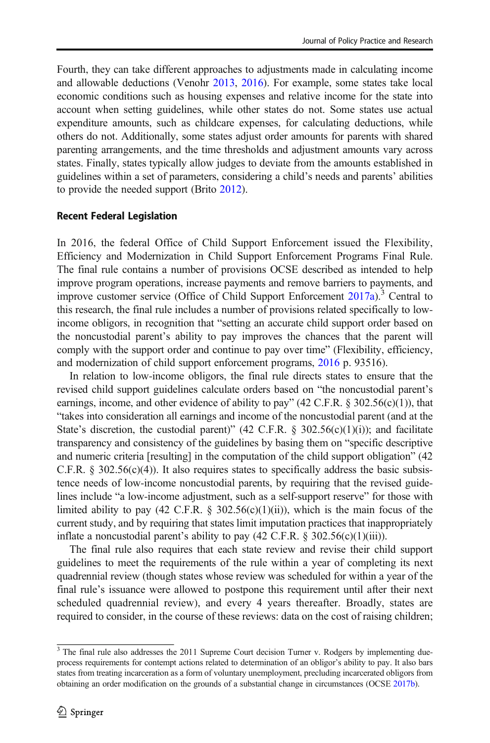Fourth, they can take different approaches to adjustments made in calculating income and allowable deductions (Venohr 2013, 2016). For example, some states take local economic conditions such as housing expenses and relative income for the state into account when setting guidelines, while other states do not. Some states use actual expenditure amounts, such as childcare expenses, for calculating deductions, while others do not. Additionally, some states adjust order amounts for parents with shared parenting arrangements, and the time thresholds and adjustment amounts vary across states. Finally, states typically allow judges to deviate from the amounts established in guidelines within a set of parameters, considering a child's needs and parents' abilities to provide the needed support (Brito 2012).

### Recent Federal Legislation

In 2016, the federal Office of Child Support Enforcement issued the Flexibility, Efficiency and Modernization in Child Support Enforcement Programs Final Rule. The final rule contains a number of provisions OCSE described as intended to help improve program operations, increase payments and remove barriers to payments, and improve customer service (Office of Child Support Enforcement 2017a).[3] Central to this research, the final rule includes a number of provisions related specifically to low-income obligors, in recognition that "setting an accurate child support order based on the noncustodial parent's ability to pay improves the chances that the parent will comply with the support order and continue to pay over time" (Flexibility, efficiency, and modernization of child support enforcement programs, 2016 p. 93516).

In relation to low-income obligors, the final rule directs states to ensure that the revised child support guidelines calculate orders based on "the noncustodial parent's earnings, income, and other evidence of ability to pay" (42 C.F.R. § 302.56(c)(1)), that "takes into consideration all earnings and income of the noncustodial parent (and at the State's discretion, the custodial parent)" (42 C.F.R. § 302.56(c)(1)(i)); and facilitate transparency and consistency of the guidelines by basing them on "specific descriptive and numeric criteria [resulting] in the computation of the child support obligation" (42 C.F.R. § 302.56(c)(4)). It also requires states to specifically address the basic subsistence needs of low-income noncustodial parents, by requiring that the revised guidelines include "a low-income adjustment, such as a self-support reserve" for those with limited ability to pay (42 C.F.R. § 302.56(c)(1)(ii)), which is the main focus of the current study, and by requiring that states limit imputation practices that inappropriately inflate a noncustodial parent's ability to pay (42 C.F.R. § 302.56(c)(1)(iii)).

The final rule also requires that each state review and revise their child support guidelines to meet the requirements of the rule within a year of completing its next quadrennial review (though states whose review was scheduled for within a year of the final rule's issuance were allowed to postpone this requirement until after their next scheduled quadrennial review), and every 4 years thereafter. Broadly, states are required to consider, in the course of these reviews: data on the cost of raising children;

---

[3] The final rule also addresses the 2011 Supreme Court decision Turner v. Rodgers by implementing due-process requirements for contempt actions related to determination of an obligor's ability to pay. It also bars states from treating incarceration as a form of voluntary unemployment, precluding incarcerated obligors from obtaining an order modification on the grounds of a substantial change in circumstances (OCSE 2017b).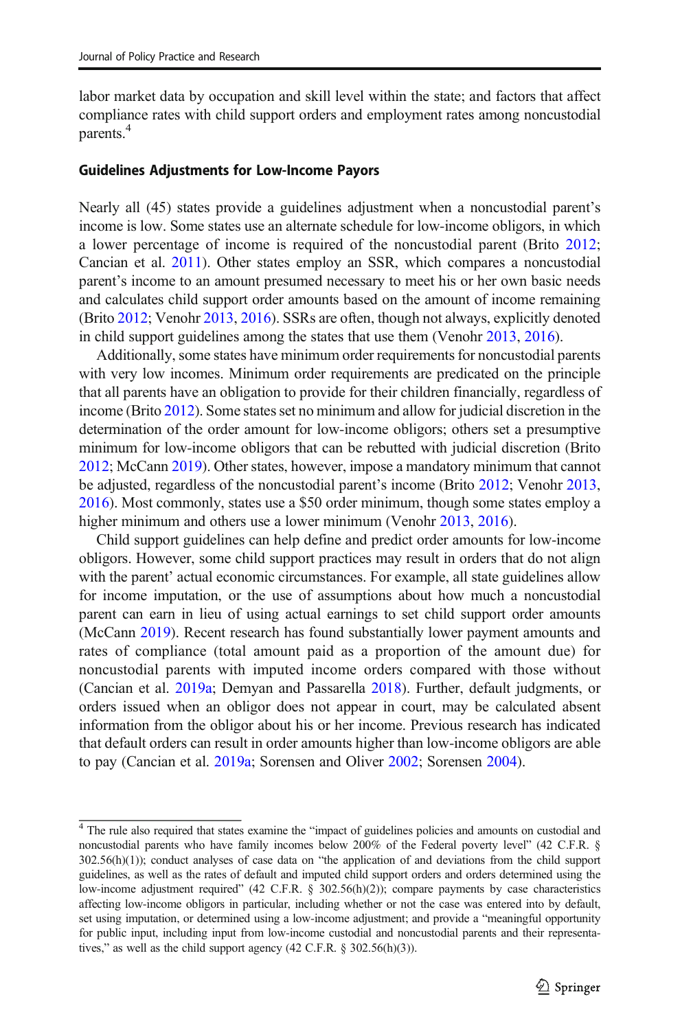labor market data by occupation and skill level within the state; and factors that affect compliance rates with child support orders and employment rates among noncustodial parents.[4]

### Guidelines Adjustments for Low-Income Payors

Nearly all (45) states provide a guidelines adjustment when a noncustodial parent's income is low. Some states use an alternate schedule for low-income obligors, in which a lower percentage of income is required of the noncustodial parent (Brito 2012; Cancian et al. 2011). Other states employ an SSR, which compares a noncustodial parent's income to an amount presumed necessary to meet his or her own basic needs and calculates child support order amounts based on the amount of income remaining (Brito 2012; Venohr 2013, 2016). SSRs are often, though not always, explicitly denoted in child support guidelines among the states that use them (Venohr 2013, 2016).

Additionally, some states have minimum order requirements for noncustodial parents with very low incomes. Minimum order requirements are predicated on the principle that all parents have an obligation to provide for their children financially, regardless of income (Brito 2012). Some states set no minimum and allow for judicial discretion in the determination of the order amount for low-income obligors; others set a presumptive minimum for low-income obligors that can be rebutted with judicial discretion (Brito 2012; McCann 2019). Other states, however, impose a mandatory minimum that cannot be adjusted, regardless of the noncustodial parent's income (Brito 2012; Venohr 2013, 2016). Most commonly, states use a $50 order minimum, though some states employ a higher minimum and others use a lower minimum (Venohr 2013, 2016).

Child support guidelines can help define and predict order amounts for low-income obligors. However, some child support practices may result in orders that do not align with the parent' actual economic circumstances. For example, all state guidelines allow for income imputation, or the use of assumptions about how much a noncustodial parent can earn in lieu of using actual earnings to set child support order amounts (McCann 2019). Recent research has found substantially lower payment amounts and rates of compliance (total amount paid as a proportion of the amount due) for noncustodial parents with imputed income orders compared with those without (Cancian et al. 2019a; Demyan and Passarella 2018). Further, default judgments, or orders issued when an obligor does not appear in court, may be calculated absent information from the obligor about his or her income. Previous research has indicated that default orders can result in order amounts higher than low-income obligors are able to pay (Cancian et al. 2019a; Sorensen and Oliver 2002; Sorensen 2004).

---

[4] The rule also required that states examine the "impact of guidelines policies and amounts on custodial and noncustodial parents who have family incomes below 200% of the Federal poverty level" (42 C.F.R. § 302.56(h)(1)); conduct analyses of case data on "the application of and deviations from the child support guidelines, as well as the rates of default and imputed child support orders and orders determined using the low-income adjustment required" (42 C.F.R. § 302.56(h)(2)); compare payments by case characteristics affecting low-income obligors in particular, including whether or not the case was entered into by default, set using imputation, or determined using a low-income adjustment; and provide a "meaningful opportunity for public input, including input from low-income custodial and noncustodial parents and their representatives," as well as the child support agency (42 C.F.R. § 302.56(h)(3)).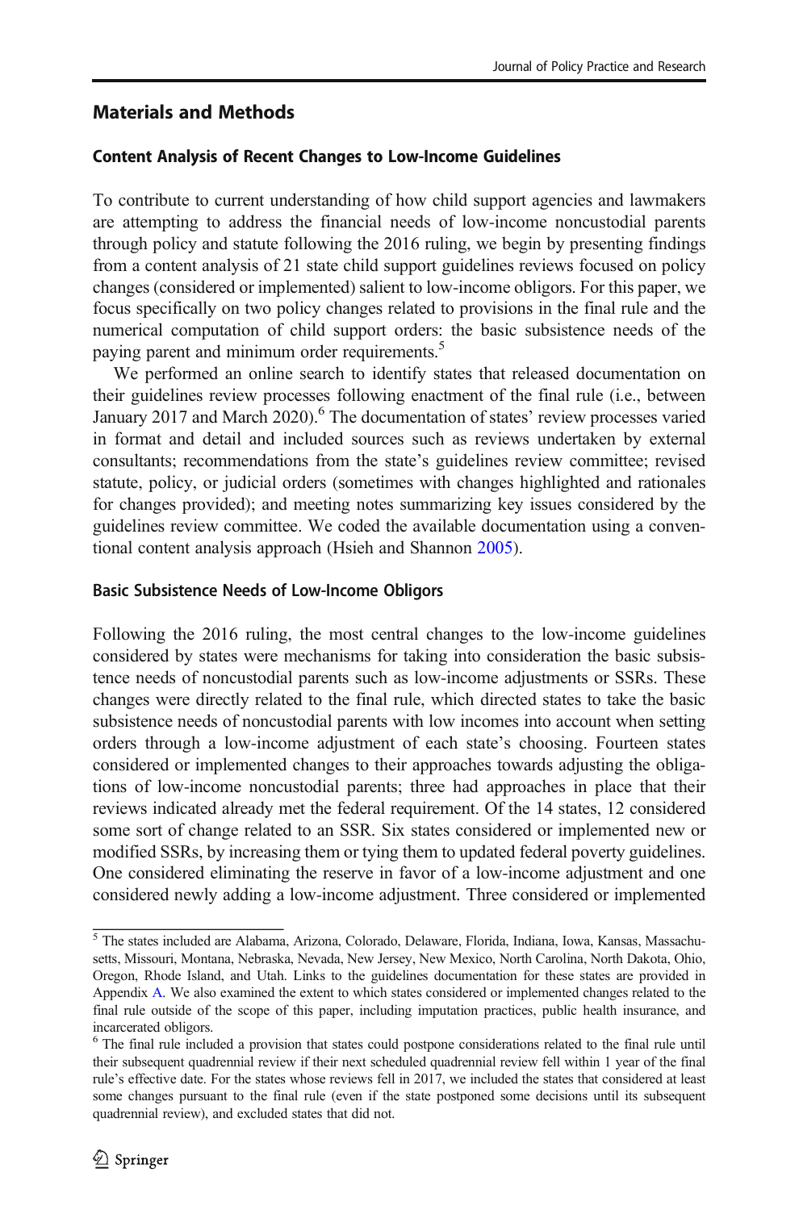## Materials and Methods

### Content Analysis of Recent Changes to Low-Income Guidelines

To contribute to current understanding of how child support agencies and lawmakers are attempting to address the financial needs of low-income noncustodial parents through policy and statute following the 2016 ruling, we begin by presenting findings from a content analysis of 21 state child support guidelines reviews focused on policy changes (considered or implemented) salient to low-income obligors. For this paper, we focus specifically on two policy changes related to provisions in the final rule and the numerical computation of child support orders: the basic subsistence needs of the paying parent and minimum order requirements.[5]

We performed an online search to identify states that released documentation on their guidelines review processes following enactment of the final rule (i.e., between January 2017 and March 2020).[6] The documentation of states' review processes varied in format and detail and included sources such as reviews undertaken by external consultants; recommendations from the state's guidelines review committee; revised statute, policy, or judicial orders (sometimes with changes highlighted and rationales for changes provided); and meeting notes summarizing key issues considered by the guidelines review committee. We coded the available documentation using a conventional content analysis approach (Hsieh and Shannon 2005).

### Basic Subsistence Needs of Low-Income Obligors

Following the 2016 ruling, the most central changes to the low-income guidelines considered by states were mechanisms for taking into consideration the basic subsistence needs of noncustodial parents such as low-income adjustments or SSRs. These changes were directly related to the final rule, which directed states to take the basic subsistence needs of noncustodial parents with low incomes into account when setting orders through a low-income adjustment of each state's choosing. Fourteen states considered or implemented changes to their approaches towards adjusting the obligations of low-income noncustodial parents; three had approaches in place that their reviews indicated already met the federal requirement. Of the 14 states, 12 considered some sort of change related to an SSR. Six states considered or implemented new or modified SSRs, by increasing them or tying them to updated federal poverty guidelines. One considered eliminating the reserve in favor of a low-income adjustment and one considered newly adding a low-income adjustment. Three considered or implemented

---

[5] The states included are Alabama, Arizona, Colorado, Delaware, Florida, Indiana, Iowa, Kansas, Massachusetts, Missouri, Montana, Nebraska, Nevada, New Jersey, New Mexico, North Carolina, North Dakota, Ohio, Oregon, Rhode Island, and Utah. Links to the guidelines documentation for these states are provided in Appendix A. We also examined the extent to which states considered or implemented changes related to the final rule outside of the scope of this paper, including imputation practices, public health insurance, and incarcerated obligors.

[6] The final rule included a provision that states could postpone considerations related to the final rule until their subsequent quadrennial review if their next scheduled quadrennial review fell within 1 year of the final rule's effective date. For the states whose reviews fell in 2017, we included the states that considered at least some changes pursuant to the final rule (even if the state postponed some decisions until its subsequent quadrennial review), and excluded states that did not.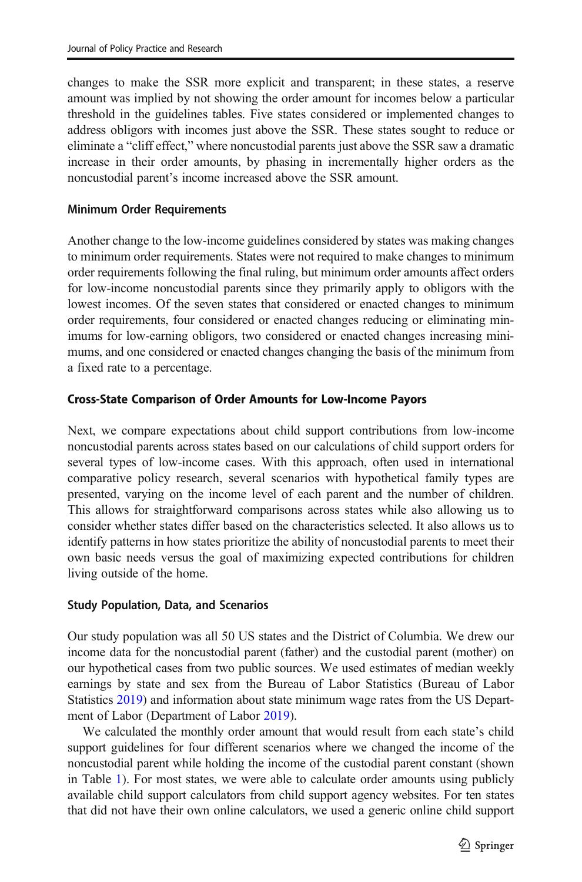changes to make the SSR more explicit and transparent; in these states, a reserve amount was implied by not showing the order amount for incomes below a particular threshold in the guidelines tables. Five states considered or implemented changes to address obligors with incomes just above the SSR. These states sought to reduce or eliminate a "cliff effect," where noncustodial parents just above the SSR saw a dramatic increase in their order amounts, by phasing in incrementally higher orders as the noncustodial parent's income increased above the SSR amount.

### Minimum Order Requirements

Another change to the low-income guidelines considered by states was making changes to minimum order requirements. States were not required to make changes to minimum order requirements following the final ruling, but minimum order amounts affect orders for low-income noncustodial parents since they primarily apply to obligors with the lowest incomes. Of the seven states that considered or enacted changes to minimum order requirements, four considered or enacted changes reducing or eliminating minimums for low-earning obligors, two considered or enacted changes increasing minimums, and one considered or enacted changes changing the basis of the minimum from a fixed rate to a percentage.

## Cross-State Comparison of Order Amounts for Low-Income Payors

Next, we compare expectations about child support contributions from low-income noncustodial parents across states based on our calculations of child support orders for several types of low-income cases. With this approach, often used in international comparative policy research, several scenarios with hypothetical family types are presented, varying on the income level of each parent and the number of children. This allows for straightforward comparisons across states while also allowing us to consider whether states differ based on the characteristics selected. It also allows us to identify patterns in how states prioritize the ability of noncustodial parents to meet their own basic needs versus the goal of maximizing expected contributions for children living outside of the home.

### Study Population, Data, and Scenarios

Our study population was all 50 US states and the District of Columbia. We drew our income data for the noncustodial parent (father) and the custodial parent (mother) on our hypothetical cases from two public sources. We used estimates of median weekly earnings by state and sex from the Bureau of Labor Statistics (Bureau of Labor Statistics 2019) and information about state minimum wage rates from the US Department of Labor (Department of Labor 2019).

We calculated the monthly order amount that would result from each state's child support guidelines for four different scenarios where we changed the income of the noncustodial parent while holding the income of the custodial parent constant (shown in Table 1). For most states, we were able to calculate order amounts using publicly available child support calculators from child support agency websites. For ten states that did not have their own online calculators, we used a generic online child support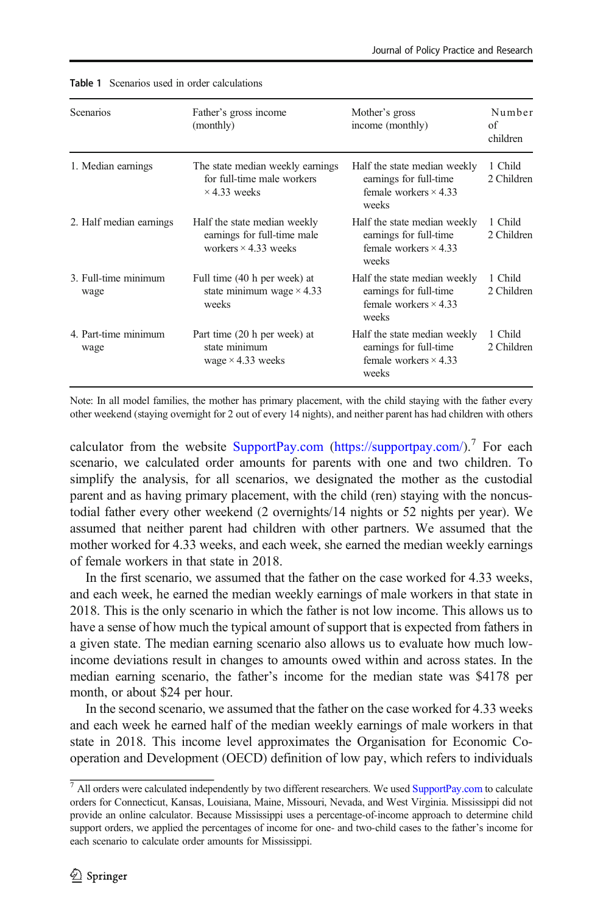**Table 1** Scenarios used in order calculations

| Scenarios | Father's gross income (monthly) | Mother's gross income (monthly) | Number of children |
|---|---|---|---|
| 1. Median earnings | The state median weekly earnings for full-time male workers × 4.33 weeks | Half the state median weekly earnings for full-time female workers × 4.33 weeks | 1 Child<br>2 Children |
| 2. Half median earnings | Half the state median weekly earnings for full-time male workers × 4.33 weeks | Half the state median weekly earnings for full-time female workers × 4.33 weeks | 1 Child<br>2 Children |
| 3. Full-time minimum wage | Full time (40 h per week) at state minimum wage × 4.33 weeks | Half the state median weekly earnings for full-time female workers × 4.33 weeks | 1 Child<br>2 Children |
| 4. Part-time minimum wage | Part time (20 h per week) at state minimum wage × 4.33 weeks | Half the state median weekly earnings for full-time female workers × 4.33 weeks | 1 Child<br>2 Children |

Note: In all model families, the mother has primary placement, with the child staying with the father every other weekend (staying overnight for 2 out of every 14 nights), and neither parent has had children with others

calculator from the website SupportPay.com (https://supportpay.com/).[7] For each scenario, we calculated order amounts for parents with one and two children. To simplify the analysis, for all scenarios, we designated the mother as the custodial parent and as having primary placement, with the child (ren) staying with the noncustodial father every other weekend (2 overnights/14 nights or 52 nights per year). We assumed that neither parent had children with other partners. We assumed that the mother worked for 4.33 weeks, and each week, she earned the median weekly earnings of female workers in that state in 2018.

In the first scenario, we assumed that the father on the case worked for 4.33 weeks, and each week, he earned the median weekly earnings of male workers in that state in 2018. This is the only scenario in which the father is not low income. This allows us to have a sense of how much the typical amount of support that is expected from fathers in a given state. The median earning scenario also allows us to evaluate how much low-income deviations result in changes to amounts owed within and across states. In the median earning scenario, the father's income for the median state was $4178 per month, or about $24 per hour.

In the second scenario, we assumed that the father on the case worked for 4.33 weeks and each week he earned half of the median weekly earnings of male workers in that state in 2018. This income level approximates the Organisation for Economic Co-operation and Development (OECD) definition of low pay, which refers to individuals

[7] All orders were calculated independently by two different researchers. We used SupportPay.com to calculate orders for Connecticut, Kansas, Louisiana, Maine, Missouri, Nevada, and West Virginia. Mississippi did not provide an online calculator. Because Mississippi uses a percentage-of-income approach to determine child support orders, we applied the percentages of income for one- and two-child cases to the father's income for each scenario to calculate order amounts for Mississippi.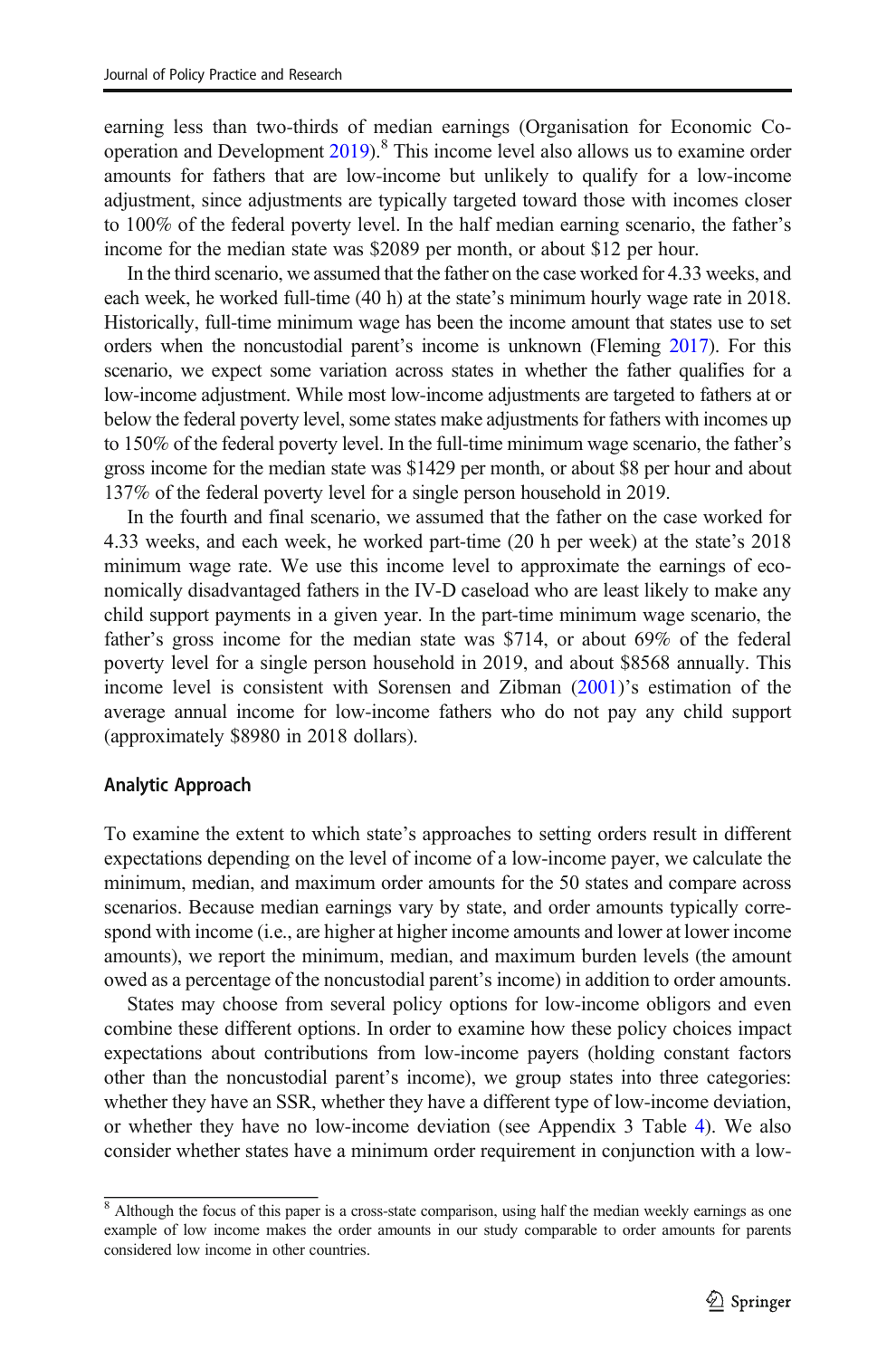earning less than two-thirds of median earnings (Organisation for Economic Co-operation and Development 2019).[8] This income level also allows us to examine order amounts for fathers that are low-income but unlikely to qualify for a low-income adjustment, since adjustments are typically targeted toward those with incomes closer to 100% of the federal poverty level. In the half median earning scenario, the father's income for the median state was $2089 per month, or about $12 per hour.

In the third scenario, we assumed that the father on the case worked for 4.33 weeks, and each week, he worked full-time (40 h) at the state's minimum hourly wage rate in 2018. Historically, full-time minimum wage has been the income amount that states use to set orders when the noncustodial parent's income is unknown (Fleming 2017). For this scenario, we expect some variation across states in whether the father qualifies for a low-income adjustment. While most low-income adjustments are targeted to fathers at or below the federal poverty level, some states make adjustments for fathers with incomes up to 150% of the federal poverty level. In the full-time minimum wage scenario, the father's gross income for the median state was $1429 per month, or about $8 per hour and about 137% of the federal poverty level for a single person household in 2019.

In the fourth and final scenario, we assumed that the father on the case worked for 4.33 weeks, and each week, he worked part-time (20 h per week) at the state's 2018 minimum wage rate. We use this income level to approximate the earnings of economically disadvantaged fathers in the IV-D caseload who are least likely to make any child support payments in a given year. In the part-time minimum wage scenario, the father's gross income for the median state was $714, or about 69% of the federal poverty level for a single person household in 2019, and about $8568 annually. This income level is consistent with Sorensen and Zibman (2001)'s estimation of the average annual income for low-income fathers who do not pay any child support (approximately $8980 in 2018 dollars).

### Analytic Approach

To examine the extent to which state's approaches to setting orders result in different expectations depending on the level of income of a low-income payer, we calculate the minimum, median, and maximum order amounts for the 50 states and compare across scenarios. Because median earnings vary by state, and order amounts typically correspond with income (i.e., are higher at higher income amounts and lower at lower income amounts), we report the minimum, median, and maximum burden levels (the amount owed as a percentage of the noncustodial parent's income) in addition to order amounts.

States may choose from several policy options for low-income obligors and even combine these different options. In order to examine how these policy choices impact expectations about contributions from low-income payers (holding constant factors other than the noncustodial parent's income), we group states into three categories: whether they have an SSR, whether they have a different type of low-income deviation, or whether they have no low-income deviation (see Appendix 3 Table 4). We also consider whether states have a minimum order requirement in conjunction with a low-

[8] Although the focus of this paper is a cross-state comparison, using half the median weekly earnings as one example of low income makes the order amounts in our study comparable to order amounts for parents considered low income in other countries.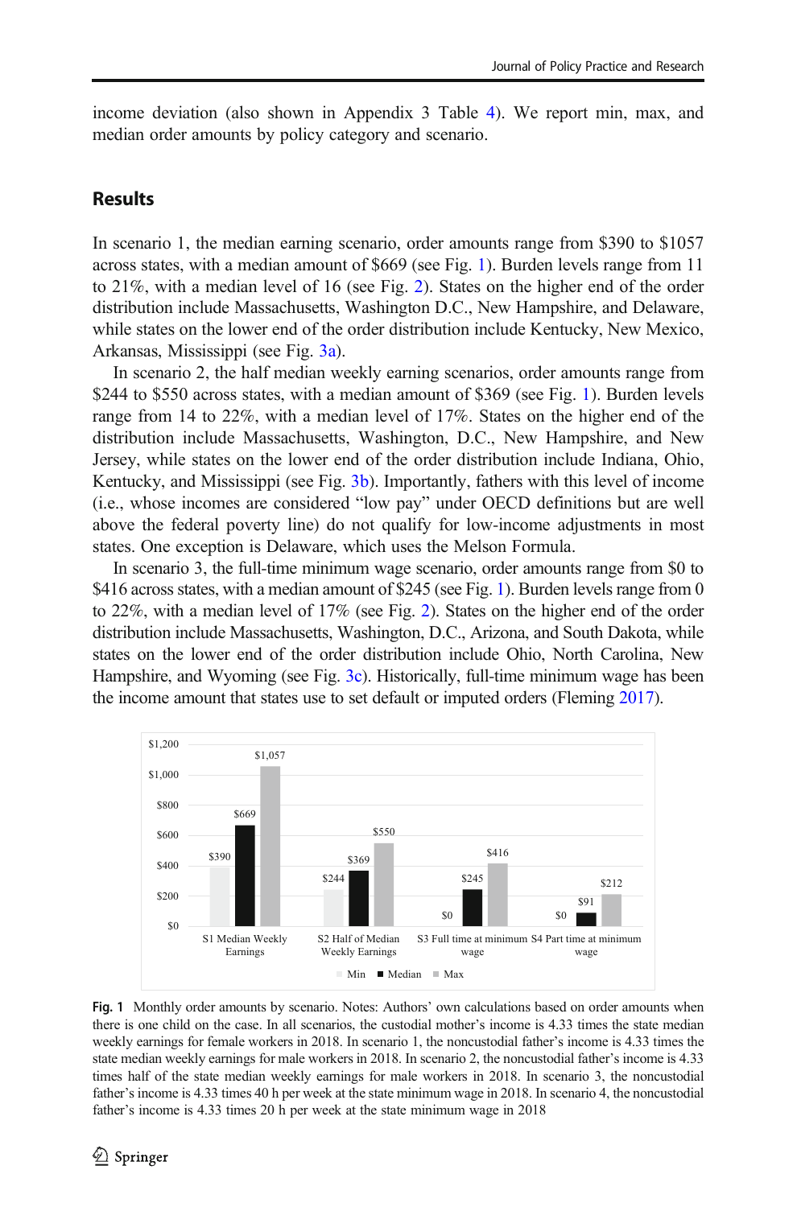income deviation (also shown in Appendix 3 Table 4). We report min, max, and median order amounts by policy category and scenario.

## Results

In scenario 1, the median earning scenario, order amounts range from $390 to $1057 across states, with a median amount of $669 (see Fig. 1). Burden levels range from 11 to 21%, with a median level of 16 (see Fig. 2). States on the higher end of the order distribution include Massachusetts, Washington D.C., New Hampshire, and Delaware, while states on the lower end of the order distribution include Kentucky, New Mexico, Arkansas, Mississippi (see Fig. 3a).

In scenario 2, the half median weekly earning scenarios, order amounts range from $244 to $550 across states, with a median amount of $369 (see Fig. 1). Burden levels range from 14 to 22%, with a median level of 17%. States on the higher end of the distribution include Massachusetts, Washington, D.C., New Hampshire, and New Jersey, while states on the lower end of the order distribution include Indiana, Ohio, Kentucky, and Mississippi (see Fig. 3b). Importantly, fathers with this level of income (i.e., whose incomes are considered "low pay" under OECD definitions but are well above the federal poverty line) do not qualify for low-income adjustments in most states. One exception is Delaware, which uses the Melson Formula.

In scenario 3, the full-time minimum wage scenario, order amounts range from $0 to $416 across states, with a median amount of $245 (see Fig. 1). Burden levels range from 0 to 22%, with a median level of 17% (see Fig. 2). States on the higher end of the order distribution include Massachusetts, Washington, D.C., Arizona, and South Dakota, while states on the lower end of the order distribution include Ohio, North Carolina, New Hampshire, and Wyoming (see Fig. 3c). Historically, full-time minimum wage has been the income amount that states use to set default or imputed orders (Fleming 2017).

| Scenario | Min | Median | Max |
|---|---|---|---|
| S1 Median Weekly Earnings | $390 | $669 | $1,057 |
| S2 Half of Median Weekly Earnings | $244 | $369 | $550 |
| S3 Full time at minimum wage | $0 | $245 | $416 |
| S4 Part time at minimum wage | $0 | $91 | $212 |

**Fig. 1** Monthly order amounts by scenario. Notes: Authors' own calculations based on order amounts when there is one child on the case. In all scenarios, the custodial mother's income is 4.33 times the state median weekly earnings for female workers in 2018. In scenario 1, the noncustodial father's income is 4.33 times the state median weekly earnings for male workers in 2018. In scenario 2, the noncustodial father's income is 4.33 times half of the state median weekly earnings for male workers in 2018. In scenario 3, the noncustodial father's income is 4.33 times 40 h per week at the state minimum wage in 2018. In scenario 4, the noncustodial father's income is 4.33 times 20 h per week at the state minimum wage in 2018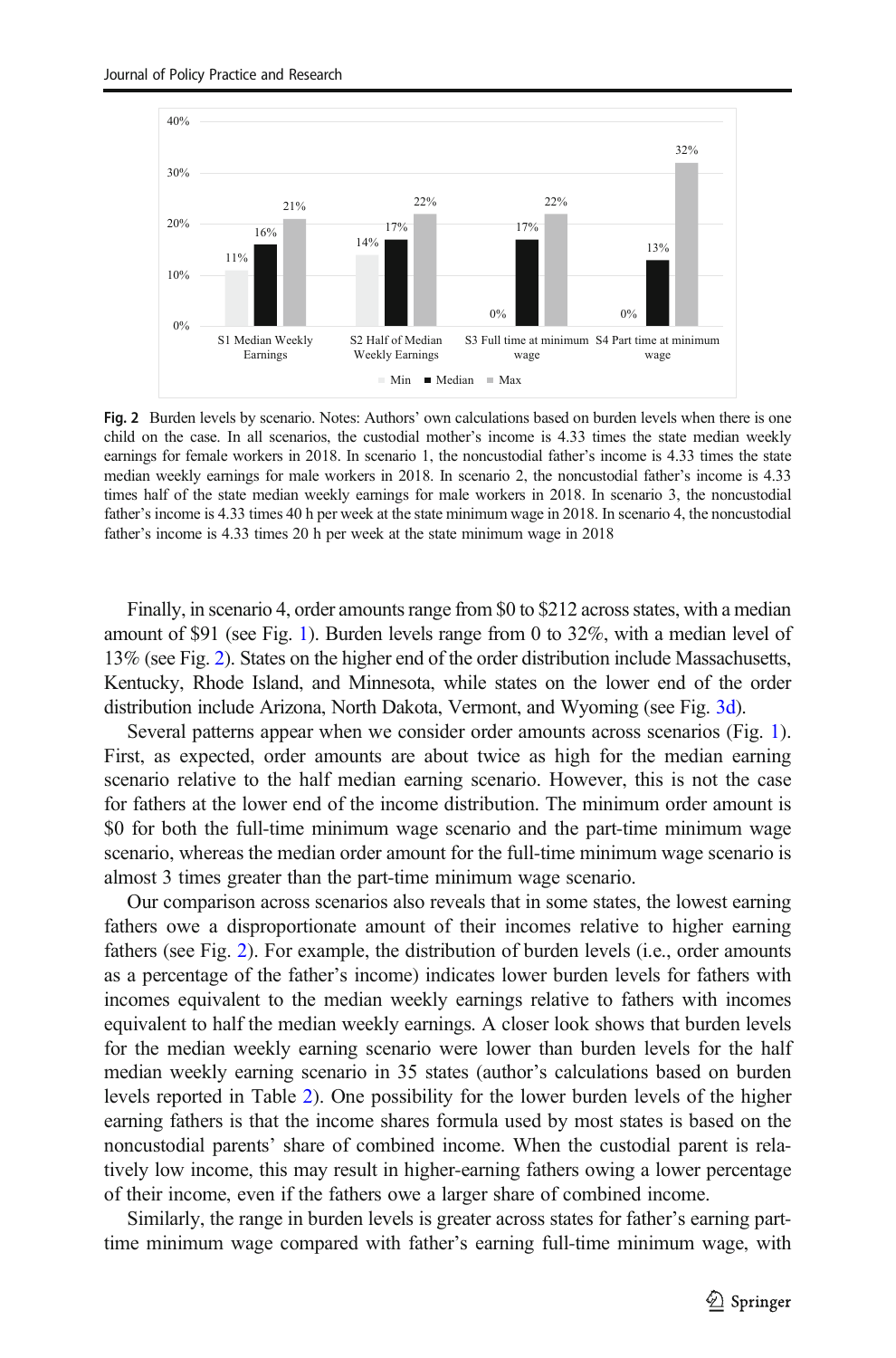Fig. 2 Burden levels by scenario. Notes: Authors' own calculations based on burden levels when there is one child on the case. In all scenarios, the custodial mother's income is 4.33 times the state median weekly earnings for female workers in 2018. In scenario 1, the noncustodial father's income is 4.33 times the state median weekly earnings for male workers in 2018. In scenario 2, the noncustodial father's income is 4.33 times half of the state median weekly earnings for male workers in 2018. In scenario 3, the noncustodial father's income is 4.33 times 40 h per week at the state minimum wage in 2018. In scenario 4, the noncustodial father's income is 4.33 times 20 h per week at the state minimum wage in 2018

Finally, in scenario 4, order amounts range from $0 to $212 across states, with a median amount of $91 (see Fig. 1). Burden levels range from 0 to 32%, with a median level of 13% (see Fig. 2). States on the higher end of the order distribution include Massachusetts, Kentucky, Rhode Island, and Minnesota, while states on the lower end of the order distribution include Arizona, North Dakota, Vermont, and Wyoming (see Fig. 3d).

Several patterns appear when we consider order amounts across scenarios (Fig. 1). First, as expected, order amounts are about twice as high for the median earning scenario relative to the half median earning scenario. However, this is not the case for fathers at the lower end of the income distribution. The minimum order amount is $0 for both the full-time minimum wage scenario and the part-time minimum wage scenario, whereas the median order amount for the full-time minimum wage scenario is almost 3 times greater than the part-time minimum wage scenario.

Our comparison across scenarios also reveals that in some states, the lowest earning fathers owe a disproportionate amount of their incomes relative to higher earning fathers (see Fig. 2). For example, the distribution of burden levels (i.e., order amounts as a percentage of the father's income) indicates lower burden levels for fathers with incomes equivalent to the median weekly earnings relative to fathers with incomes equivalent to half the median weekly earnings. A closer look shows that burden levels for the median weekly earning scenario were lower than burden levels for the half median weekly earning scenario in 35 states (author's calculations based on burden levels reported in Table 2). One possibility for the lower burden levels of the higher earning fathers is that the income shares formula used by most states is based on the noncustodial parents' share of combined income. When the custodial parent is relatively low income, this may result in higher-earning fathers owing a lower percentage of their income, even if the fathers owe a larger share of combined income.

Similarly, the range in burden levels is greater across states for father's earning part-time minimum wage compared with father's earning full-time minimum wage, with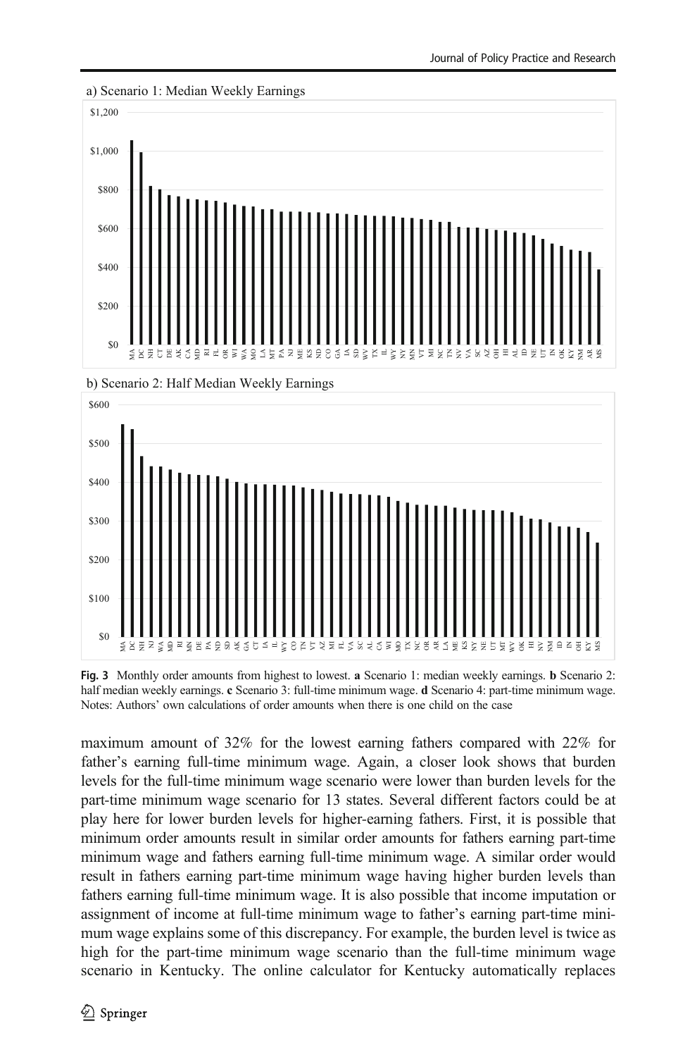a) Scenario 1: Median Weekly Earnings

b) Scenario 2: Half Median Weekly Earnings

**Fig. 3** Monthly order amounts from highest to lowest. **a** Scenario 1: median weekly earnings. **b** Scenario 2: half median weekly earnings. **c** Scenario 3: full-time minimum wage. **d** Scenario 4: part-time minimum wage. Notes: Authors' own calculations of order amounts when there is one child on the case

maximum amount of 32% for the lowest earning fathers compared with 22% for father's earning full-time minimum wage. Again, a closer look shows that burden levels for the full-time minimum wage scenario were lower than burden levels for the part-time minimum wage scenario for 13 states. Several different factors could be at play here for lower burden levels for higher-earning fathers. First, it is possible that minimum order amounts result in similar order amounts for fathers earning part-time minimum wage and fathers earning full-time minimum wage. A similar order would result in fathers earning part-time minimum wage having higher burden levels than fathers earning full-time minimum wage. It is also possible that income imputation or assignment of income at full-time minimum wage to father's earning part-time minimum wage explains some of this discrepancy. For example, the burden level is twice as high for the part-time minimum wage scenario than the full-time minimum wage scenario in Kentucky. The online calculator for Kentucky automatically replaces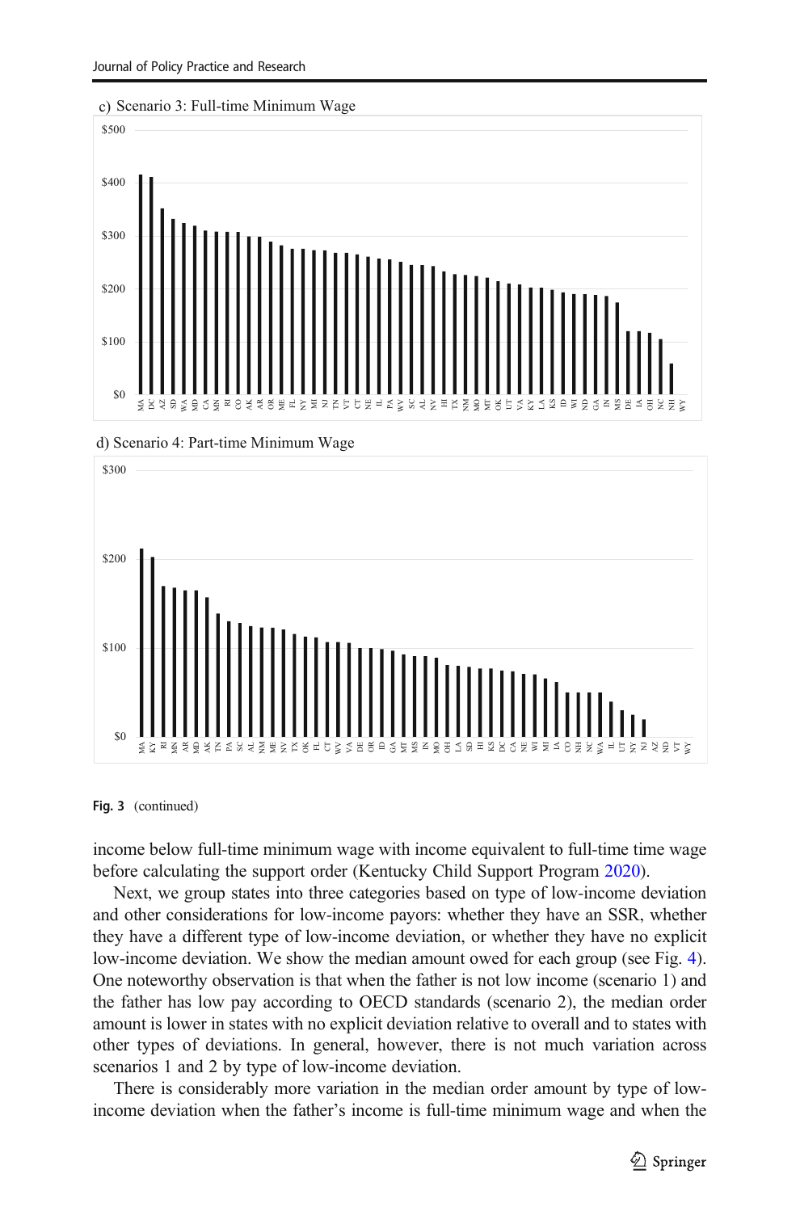c) Scenario 3: Full-time Minimum Wage

d) Scenario 4: Part-time Minimum Wage

**Fig. 3** (continued)

income below full-time minimum wage with income equivalent to full-time time wage before calculating the support order (Kentucky Child Support Program 2020).

Next, we group states into three categories based on type of low-income deviation and other considerations for low-income payors: whether they have an SSR, whether they have a different type of low-income deviation, or whether they have no explicit low-income deviation. We show the median amount owed for each group (see Fig. 4). One noteworthy observation is that when the father is not low income (scenario 1) and the father has low pay according to OECD standards (scenario 2), the median order amount is lower in states with no explicit deviation relative to overall and to states with other types of deviations. In general, however, there is not much variation across scenarios 1 and 2 by type of low-income deviation.

There is considerably more variation in the median order amount by type of low-income deviation when the father's income is full-time minimum wage and when the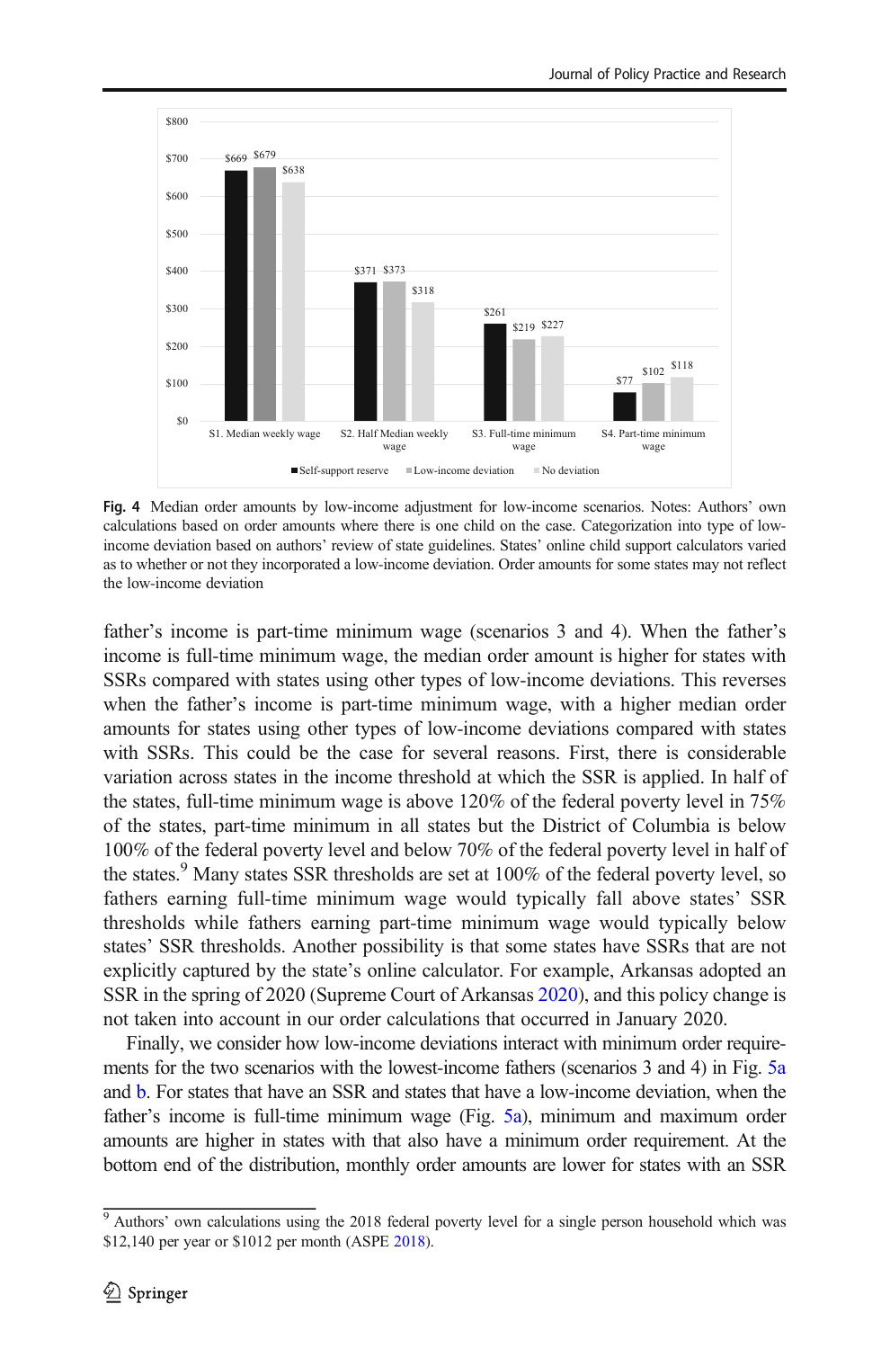Fig. 4 Median order amounts by low-income adjustment for low-income scenarios. Notes: Authors' own calculations based on order amounts where there is one child on the case. Categorization into type of low-income deviation based on authors' review of state guidelines. States' online child support calculators varied as to whether or not they incorporated a low-income deviation. Order amounts for some states may not reflect the low-income deviation

father's income is part-time minimum wage (scenarios 3 and 4). When the father's income is full-time minimum wage, the median order amount is higher for states with SSRs compared with states using other types of low-income deviations. This reverses when the father's income is part-time minimum wage, with a higher median order amounts for states using other types of low-income deviations compared with states with SSRs. This could be the case for several reasons. First, there is considerable variation across states in the income threshold at which the SSR is applied. In half of the states, full-time minimum wage is above 120% of the federal poverty level in 75% of the states, part-time minimum in all states but the District of Columbia is below 100% of the federal poverty level and below 70% of the federal poverty level in half of the states.[9] Many states SSR thresholds are set at 100% of the federal poverty level, so fathers earning full-time minimum wage would typically fall above states' SSR thresholds while fathers earning part-time minimum wage would typically below states' SSR thresholds. Another possibility is that some states have SSRs that are not explicitly captured by the state's online calculator. For example, Arkansas adopted an SSR in the spring of 2020 (Supreme Court of Arkansas 2020), and this policy change is not taken into account in our order calculations that occurred in January 2020.

Finally, we consider how low-income deviations interact with minimum order requirements for the two scenarios with the lowest-income fathers (scenarios 3 and 4) in Fig. 5a and b. For states that have an SSR and states that have a low-income deviation, when the father's income is full-time minimum wage (Fig. 5a), minimum and maximum order amounts are higher in states with that also have a minimum order requirement. At the bottom end of the distribution, monthly order amounts are lower for states with an SSR

[9] Authors' own calculations using the 2018 federal poverty level for a single person household which was $12,140 per year or $1012 per month (ASPE 2018).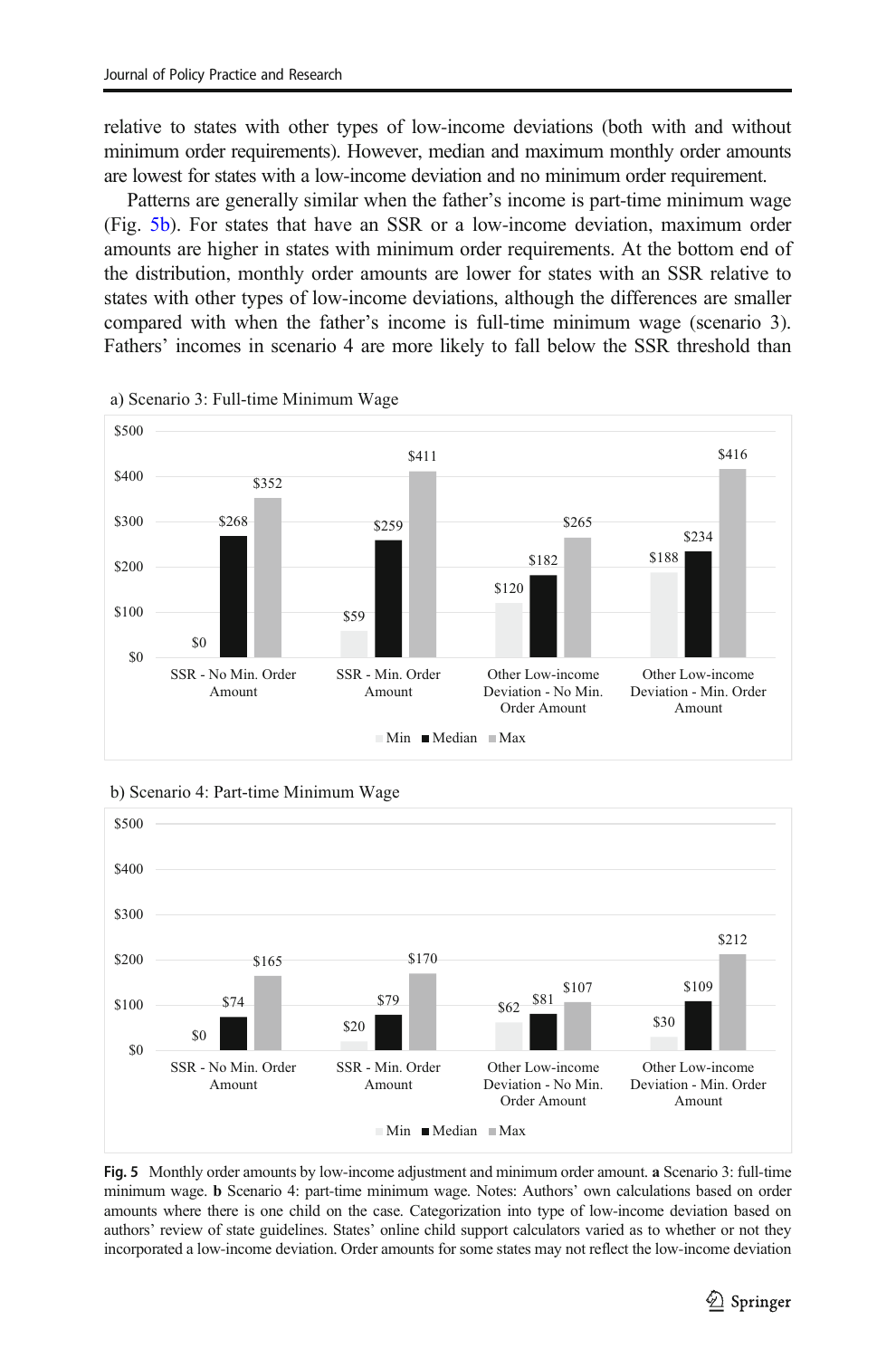relative to states with other types of low-income deviations (both with and without minimum order requirements). However, median and maximum monthly order amounts are lowest for states with a low-income deviation and no minimum order requirement.

Patterns are generally similar when the father's income is part-time minimum wage (Fig. 5b). For states that have an SSR or a low-income deviation, maximum order amounts are higher in states with minimum order requirements. At the bottom end of the distribution, monthly order amounts are lower for states with an SSR relative to states with other types of low-income deviations, although the differences are smaller compared with when the father's income is full-time minimum wage (scenario 3). Fathers' incomes in scenario 4 are more likely to fall below the SSR threshold than

a) Scenario 3: Full-time Minimum Wage

| | Min | Median | Max |
|---|---|---|---|
| SSR - No Min. Order Amount | $0 | $268 | $352 |
| SSR - Min. Order Amount | $59 | $259 | $411 |
| Other Low-income Deviation - No Min. Order Amount | $120 | $182 | $265 |
| Other Low-income Deviation - Min. Order Amount | $188 | $234 | $416 |

b) Scenario 4: Part-time Minimum Wage

| | Min | Median | Max |
|---|---|---|---|
| SSR - No Min. Order Amount | $0 | $74 | $165 |
| SSR - Min. Order Amount | $20 | $79 | $170 |
| Other Low-income Deviation - No Min. Order Amount | $62 | $81 | $107 |
| Other Low-income Deviation - Min. Order Amount | $30 | $109 | $212 |

**Fig. 5** Monthly order amounts by low-income adjustment and minimum order amount. **a** Scenario 3: full-time minimum wage. **b** Scenario 4: part-time minimum wage. Notes: Authors' own calculations based on order amounts where there is one child on the case. Categorization into type of low-income deviation based on authors' review of state guidelines. States' online child support calculators varied as to whether or not they incorporated a low-income deviation. Order amounts for some states may not reflect the low-income deviation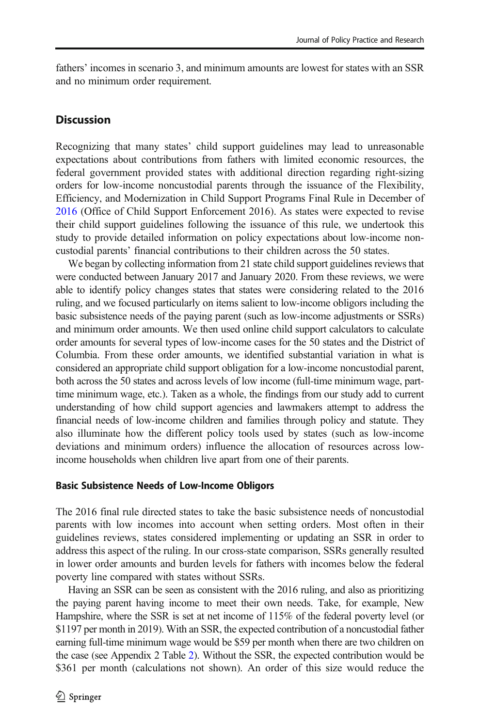fathers' incomes in scenario 3, and minimum amounts are lowest for states with an SSR and no minimum order requirement.

## Discussion

Recognizing that many states' child support guidelines may lead to unreasonable expectations about contributions from fathers with limited economic resources, the federal government provided states with additional direction regarding right-sizing orders for low-income noncustodial parents through the issuance of the Flexibility, Efficiency, and Modernization in Child Support Programs Final Rule in December of 2016 (Office of Child Support Enforcement 2016). As states were expected to revise their child support guidelines following the issuance of this rule, we undertook this study to provide detailed information on policy expectations about low-income noncustodial parents' financial contributions to their children across the 50 states.

We began by collecting information from 21 state child support guidelines reviews that were conducted between January 2017 and January 2020. From these reviews, we were able to identify policy changes states that states were considering related to the 2016 ruling, and we focused particularly on items salient to low-income obligors including the basic subsistence needs of the paying parent (such as low-income adjustments or SSRs) and minimum order amounts. We then used online child support calculators to calculate order amounts for several types of low-income cases for the 50 states and the District of Columbia. From these order amounts, we identified substantial variation in what is considered an appropriate child support obligation for a low-income noncustodial parent, both across the 50 states and across levels of low income (full-time minimum wage, part-time minimum wage, etc.). Taken as a whole, the findings from our study add to current understanding of how child support agencies and lawmakers attempt to address the financial needs of low-income children and families through policy and statute. They also illuminate how the different policy tools used by states (such as low-income deviations and minimum orders) influence the allocation of resources across low-income households when children live apart from one of their parents.

### Basic Subsistence Needs of Low-Income Obligors

The 2016 final rule directed states to take the basic subsistence needs of noncustodial parents with low incomes into account when setting orders. Most often in their guidelines reviews, states considered implementing or updating an SSR in order to address this aspect of the ruling. In our cross-state comparison, SSRs generally resulted in lower order amounts and burden levels for fathers with incomes below the federal poverty line compared with states without SSRs.

Having an SSR can be seen as consistent with the 2016 ruling, and also as prioritizing the paying parent having income to meet their own needs. Take, for example, New Hampshire, where the SSR is set at net income of 115% of the federal poverty level (or $1197 per month in 2019). With an SSR, the expected contribution of a noncustodial father earning full-time minimum wage would be $59 per month when there are two children on the case (see Appendix 2 Table 2). Without the SSR, the expected contribution would be $361 per month (calculations not shown). An order of this size would reduce the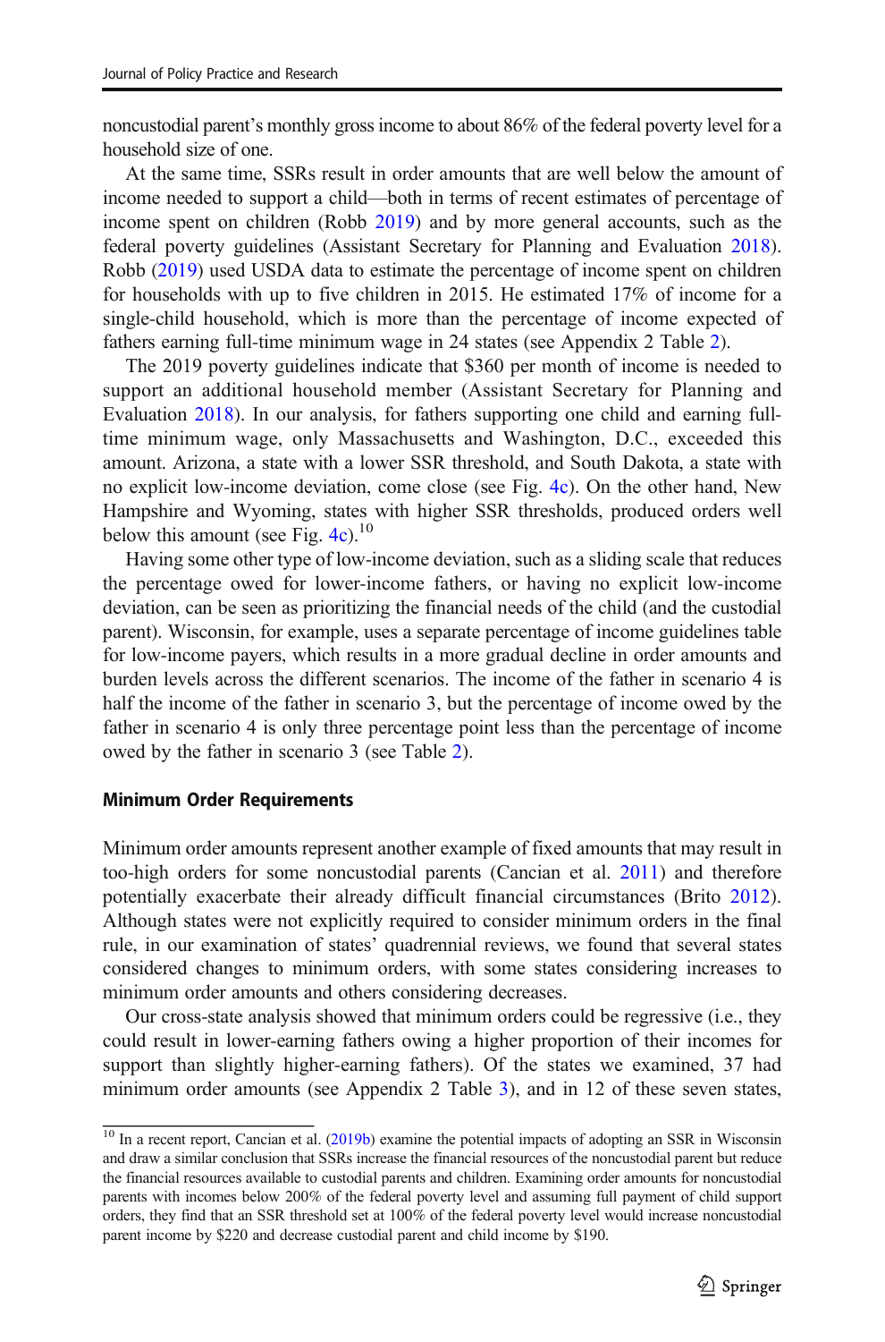noncustodial parent's monthly gross income to about 86% of the federal poverty level for a household size of one.

At the same time, SSRs result in order amounts that are well below the amount of income needed to support a child—both in terms of recent estimates of percentage of income spent on children (Robb 2019) and by more general accounts, such as the federal poverty guidelines (Assistant Secretary for Planning and Evaluation 2018). Robb (2019) used USDA data to estimate the percentage of income spent on children for households with up to five children in 2015. He estimated 17% of income for a single-child household, which is more than the percentage of income expected of fathers earning full-time minimum wage in 24 states (see Appendix 2 Table 2).

The 2019 poverty guidelines indicate that $360 per month of income is needed to support an additional household member (Assistant Secretary for Planning and Evaluation 2018). In our analysis, for fathers supporting one child and earning full-time minimum wage, only Massachusetts and Washington, D.C., exceeded this amount. Arizona, a state with a lower SSR threshold, and South Dakota, a state with no explicit low-income deviation, come close (see Fig. 4c). On the other hand, New Hampshire and Wyoming, states with higher SSR thresholds, produced orders well below this amount (see Fig. 4c).[10]

Having some other type of low-income deviation, such as a sliding scale that reduces the percentage owed for lower-income fathers, or having no explicit low-income deviation, can be seen as prioritizing the financial needs of the child (and the custodial parent). Wisconsin, for example, uses a separate percentage of income guidelines table for low-income payers, which results in a more gradual decline in order amounts and burden levels across the different scenarios. The income of the father in scenario 4 is half the income of the father in scenario 3, but the percentage of income owed by the father in scenario 4 is only three percentage point less than the percentage of income owed by the father in scenario 3 (see Table 2).

### Minimum Order Requirements

Minimum order amounts represent another example of fixed amounts that may result in too-high orders for some noncustodial parents (Cancian et al. 2011) and therefore potentially exacerbate their already difficult financial circumstances (Brito 2012). Although states were not explicitly required to consider minimum orders in the final rule, in our examination of states' quadrennial reviews, we found that several states considered changes to minimum orders, with some states considering increases to minimum order amounts and others considering decreases.

Our cross-state analysis showed that minimum orders could be regressive (i.e., they could result in lower-earning fathers owing a higher proportion of their incomes for support than slightly higher-earning fathers). Of the states we examined, 37 had minimum order amounts (see Appendix 2 Table 3), and in 12 of these seven states,

[10] In a recent report, Cancian et al. (2019b) examine the potential impacts of adopting an SSR in Wisconsin and draw a similar conclusion that SSRs increase the financial resources of the noncustodial parent but reduce the financial resources available to custodial parents and children. Examining order amounts for noncustodial parents with incomes below 200% of the federal poverty level and assuming full payment of child support orders, they find that an SSR threshold set at 100% of the federal poverty level would increase noncustodial parent income by $220 and decrease custodial parent and child income by $190.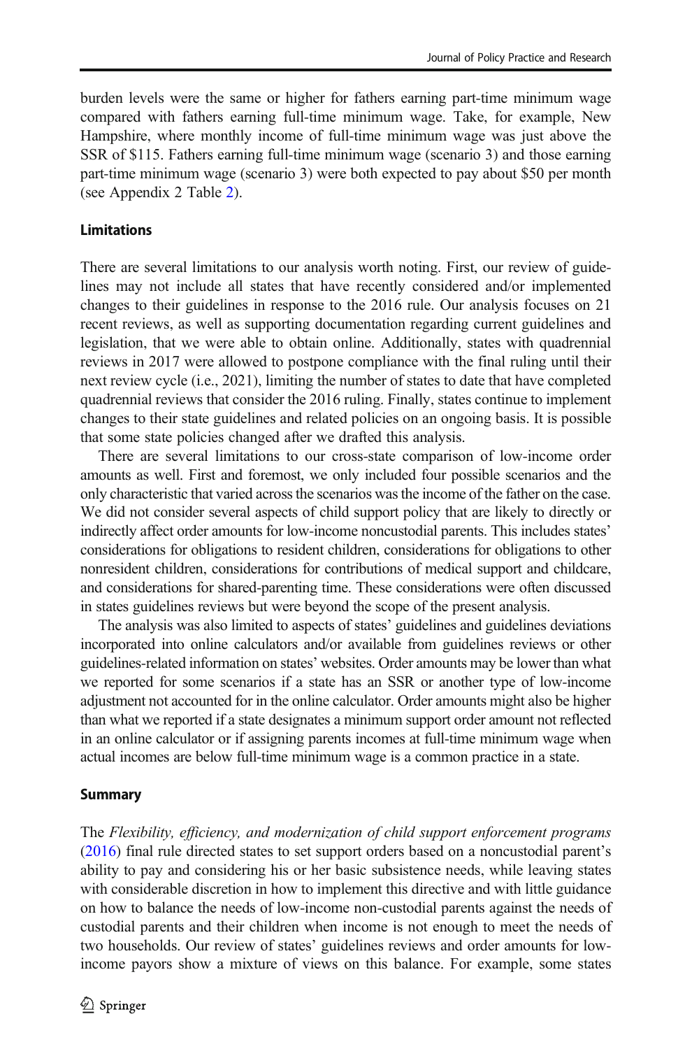burden levels were the same or higher for fathers earning part-time minimum wage compared with fathers earning full-time minimum wage. Take, for example, New Hampshire, where monthly income of full-time minimum wage was just above the SSR of $115. Fathers earning full-time minimum wage (scenario 3) and those earning part-time minimum wage (scenario 3) were both expected to pay about $50 per month (see Appendix 2 Table 2).

### Limitations

There are several limitations to our analysis worth noting. First, our review of guidelines may not include all states that have recently considered and/or implemented changes to their guidelines in response to the 2016 rule. Our analysis focuses on 21 recent reviews, as well as supporting documentation regarding current guidelines and legislation, that we were able to obtain online. Additionally, states with quadrennial reviews in 2017 were allowed to postpone compliance with the final ruling until their next review cycle (i.e., 2021), limiting the number of states to date that have completed quadrennial reviews that consider the 2016 ruling. Finally, states continue to implement changes to their state guidelines and related policies on an ongoing basis. It is possible that some state policies changed after we drafted this analysis.

There are several limitations to our cross-state comparison of low-income order amounts as well. First and foremost, we only included four possible scenarios and the only characteristic that varied across the scenarios was the income of the father on the case. We did not consider several aspects of child support policy that are likely to directly or indirectly affect order amounts for low-income noncustodial parents. This includes states' considerations for obligations to resident children, considerations for obligations to other nonresident children, considerations for contributions of medical support and childcare, and considerations for shared-parenting time. These considerations were often discussed in states guidelines reviews but were beyond the scope of the present analysis.

The analysis was also limited to aspects of states' guidelines and guidelines deviations incorporated into online calculators and/or available from guidelines reviews or other guidelines-related information on states' websites. Order amounts may be lower than what we reported for some scenarios if a state has an SSR or another type of low-income adjustment not accounted for in the online calculator. Order amounts might also be higher than what we reported if a state designates a minimum support order amount not reflected in an online calculator or if assigning parents incomes at full-time minimum wage when actual incomes are below full-time minimum wage is a common practice in a state.

### Summary

The *Flexibility, efficiency, and modernization of child support enforcement programs* (2016) final rule directed states to set support orders based on a noncustodial parent's ability to pay and considering his or her basic subsistence needs, while leaving states with considerable discretion in how to implement this directive and with little guidance on how to balance the needs of low-income non-custodial parents against the needs of custodial parents and their children when income is not enough to meet the needs of two households. Our review of states' guidelines reviews and order amounts for low-income payors show a mixture of views on this balance. For example, some states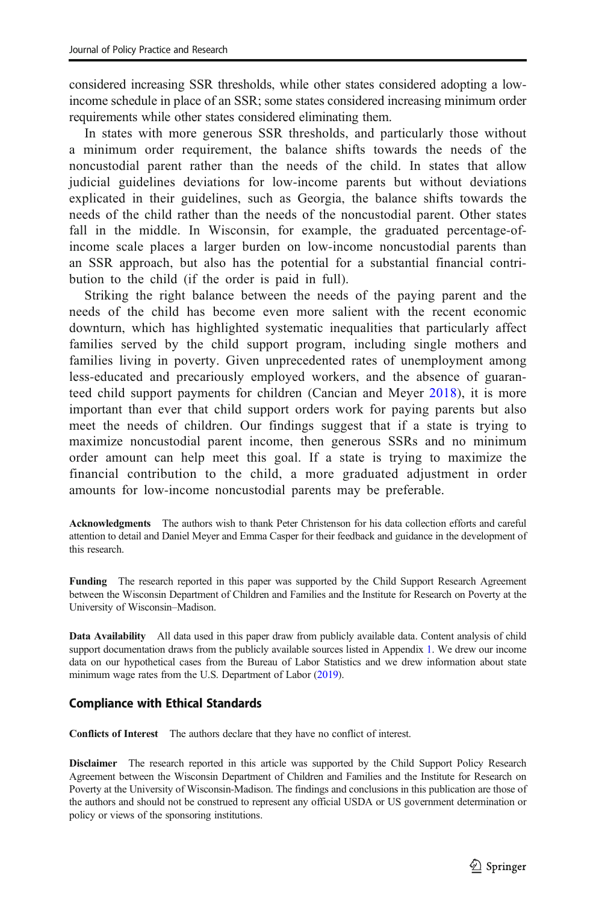considered increasing SSR thresholds, while other states considered adopting a low-income schedule in place of an SSR; some states considered increasing minimum order requirements while other states considered eliminating them.

In states with more generous SSR thresholds, and particularly those without a minimum order requirement, the balance shifts towards the needs of the noncustodial parent rather than the needs of the child. In states that allow judicial guidelines deviations for low-income parents but without deviations explicated in their guidelines, such as Georgia, the balance shifts towards the needs of the child rather than the needs of the noncustodial parent. Other states fall in the middle. In Wisconsin, for example, the graduated percentage-of-income scale places a larger burden on low-income noncustodial parents than an SSR approach, but also has the potential for a substantial financial contribution to the child (if the order is paid in full).

Striking the right balance between the needs of the paying parent and the needs of the child has become even more salient with the recent economic downturn, which has highlighted systematic inequalities that particularly affect families served by the child support program, including single mothers and families living in poverty. Given unprecedented rates of unemployment among less-educated and precariously employed workers, and the absence of guaranteed child support payments for children (Cancian and Meyer 2018), it is more important than ever that child support orders work for paying parents but also meet the needs of children. Our findings suggest that if a state is trying to maximize noncustodial parent income, then generous SSRs and no minimum order amount can help meet this goal. If a state is trying to maximize the financial contribution to the child, a more graduated adjustment in order amounts for low-income noncustodial parents may be preferable.

**Acknowledgments** The authors wish to thank Peter Christenson for his data collection efforts and careful attention to detail and Daniel Meyer and Emma Casper for their feedback and guidance in the development of this research.

**Funding** The research reported in this paper was supported by the Child Support Research Agreement between the Wisconsin Department of Children and Families and the Institute for Research on Poverty at the University of Wisconsin–Madison.

**Data Availability** All data used in this paper draw from publicly available data. Content analysis of child support documentation draws from the publicly available sources listed in Appendix 1. We drew our income data on our hypothetical cases from the Bureau of Labor Statistics and we drew information about state minimum wage rates from the U.S. Department of Labor (2019).

## Compliance with Ethical Standards

**Conflicts of Interest** The authors declare that they have no conflict of interest.

**Disclaimer** The research reported in this article was supported by the Child Support Policy Research Agreement between the Wisconsin Department of Children and Families and the Institute for Research on Poverty at the University of Wisconsin-Madison. The findings and conclusions in this publication are those of the authors and should not be construed to represent any official USDA or US government determination or policy or views of the sponsoring institutions.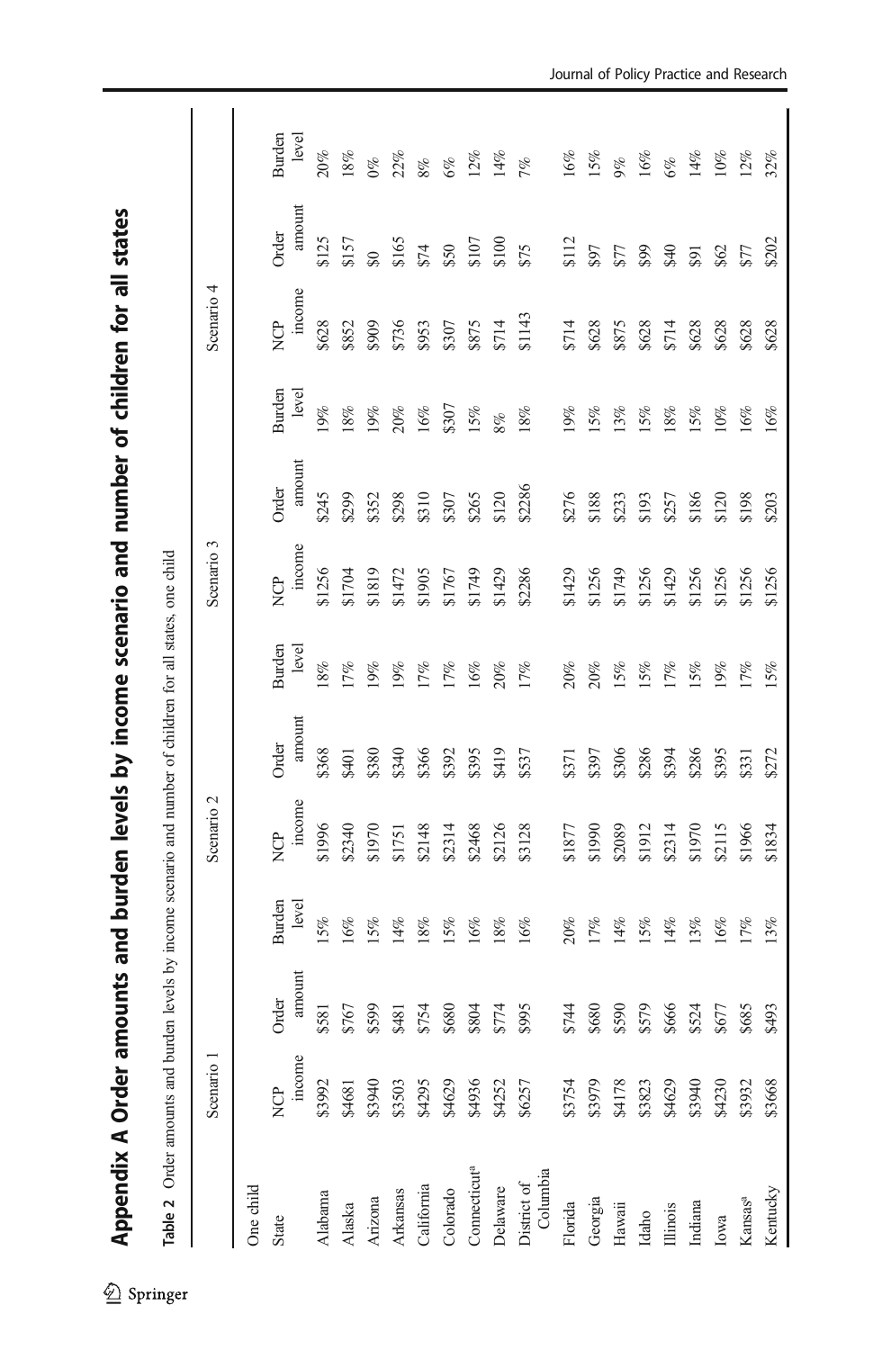# Appendix A Order amounts and burden levels by income scenario and number of children for all states

**Table 2** Order amounts and burden levels by income scenario and number of children for all states, one child

| | Scenario 1 | | | Scenario 2 | | | Scenario 3 | | | Scenario 4 | | |
|---|---|---|---|---|---|---|---|---|---|---|---|---|
| State | NCP income | Order amount | Burden level | NCP income | Order amount | Burden level | NCP income | Order amount | Burden level | NCP income | Order amount | Burden level |
| One child | | | | | | | | | | | | |
| Alabama | $3992 | $581 | 15% | $1996 | $368 | 18% | $1256 | $245 | 19% | $628 | $125 | 20% |
| Alaska | $4681 | $767 | 16% | $2340 | $401 | 17% | $1704 | $299 | 18% | $852 | $157 | 18% |
| Arizona | $3940 | $599 | 15% | $1970 | $380 | 19% | $1819 | $352 | 19% | $909 | $0 | 0% |
| Arkansas | $3503 | $481 | 14% | $1751 | $340 | 19% | $1472 | $298 | 20% | $736 | $165 | 22% |
| California | $4295 | $754 | 18% | $2148 | $366 | 17% | $1905 | $310 | 16% | $953 | $74 | 8% |
| Colorado | $4629 | $680 | 15% | $2314 | $392 | 17% | $1767 | $307 | $307 | $307 | $50 | 6% |
| Connecticut[a] | $4936 | $804 | 16% | $2468 | $395 | 16% | $1749 | $265 | 15% | $875 | $107 | 12% |
| Delaware | $4252 | $774 | 18% | $2126 | $419 | 20% | $1429 | $120 | 8% | $714 | $100 | 14% |
| District of Columbia | $6257 | $995 | 16% | $3128 | $537 | 17% | $2286 | $2286 | 18% | $1143 | $75 | 7% |
| Florida | $3754 | $744 | 20% | $1877 | $371 | 20% | $1429 | $276 | 19% | $714 | $112 | 16% |
| Georgia | $3979 | $680 | 17% | $1990 | $397 | 20% | $1256 | $188 | 15% | $628 | $97 | 15% |
| Hawaii | $4178 | $590 | 14% | $2089 | $306 | 15% | $1749 | $233 | 13% | $875 | $77 | 9% |
| Idaho | $3823 | $579 | 15% | $1912 | $286 | 15% | $1256 | $193 | 15% | $628 | $99 | 16% |
| Illinois | $4629 | $666 | 14% | $2314 | $394 | 17% | $1429 | $257 | 18% | $714 | $40 | 6% |
| Indiana | $3940 | $524 | 13% | $1970 | $286 | 15% | $1256 | $186 | 15% | $628 | $91 | 14% |
| Iowa | $4230 | $677 | 16% | $2115 | $395 | 19% | $1256 | $120 | 10% | $628 | $62 | 10% |
| Kansas[a] | $3932 | $685 | 17% | $1966 | $331 | 17% | $1256 | $198 | 16% | $628 | $77 | 12% |
| Kentucky | $3668 | $493 | 13% | $1834 | $272 | 15% | $1256 | $203 | 16% | $628 | $202 | 32% |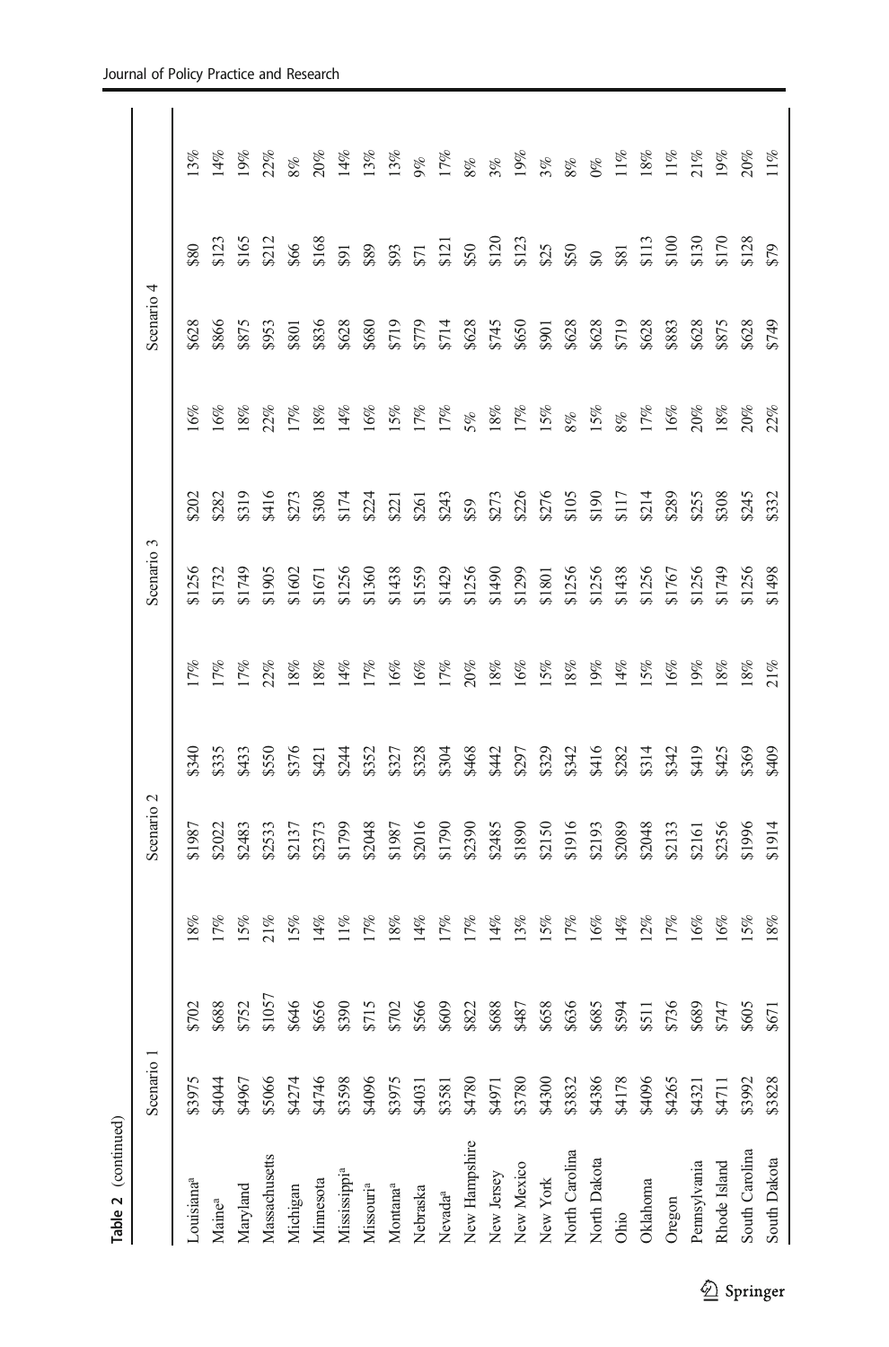**Table 2** (continued)

| | Scenario 1 | | | Scenario 2 | | | Scenario 3 | | | Scenario 4 | | |
|---|---|---|---|---|---|---|---|---|---|---|---|---|
| Louisiana[a] | $3975 | $702 | 18% | $1987 | $340 | 17% | $1256 | $202 | 16% | $628 | $80 | 13% |
| Maine[a] | $4044 | $688 | 17% | $2022 | $335 | 17% | $1732 | $282 | 16% | $866 | $123 | 14% |
| Maryland | $4967 | $752 | 15% | $2483 | $433 | 17% | $1749 | $319 | 18% | $875 | $165 | 19% |
| Massachusetts | $5066 | $1057 | 21% | $2533 | $550 | 22% | $1905 | $416 | 22% | $953 | $212 | 22% |
| Michigan | $4274 | $646 | 15% | $2137 | $376 | 18% | $1602 | $273 | 17% | $801 | $66 | 8% |
| Minnesota | $4746 | $656 | 14% | $2373 | $421 | 18% | $1671 | $308 | 18% | $836 | $168 | 20% |
| Mississippi[a] | $3598 | $390 | 11% | $1799 | $244 | 14% | $1256 | $174 | 14% | $628 | $91 | 14% |
| Missouri[a] | $4096 | $715 | 17% | $2048 | $352 | 17% | $1360 | $224 | 16% | $680 | $89 | 13% |
| Montana[a] | $3975 | $702 | 18% | $1987 | $327 | 16% | $1438 | $221 | 15% | $719 | $93 | 13% |
| Nebraska | $4031 | $566 | 14% | $2016 | $328 | 16% | $1559 | $261 | 17% | $779 | $71 | 9% |
| Nevada[a] | $3581 | $609 | 17% | $1790 | $304 | 17% | $1429 | $243 | 17% | $714 | $121 | 17% |
| New Hampshire | $4780 | $822 | 17% | $2390 | $468 | 20% | $1256 | $59 | 5% | $628 | $50 | 8% |
| New Jersey | $4971 | $688 | 14% | $2485 | $442 | 18% | $1490 | $273 | 18% | $745 | $120 | 3% |
| New Mexico | $3780 | $487 | 13% | $1890 | $297 | 16% | $1299 | $226 | 17% | $650 | $123 | 19% |
| New York | $4300 | $658 | 15% | $2150 | $329 | 15% | $1801 | $276 | 15% | $901 | $25 | 3% |
| North Carolina | $3832 | $636 | 17% | $1916 | $342 | 18% | $1256 | $105 | 8% | $628 | $50 | 8% |
| North Dakota | $4386 | $685 | 16% | $2193 | $416 | 19% | $1256 | $190 | 15% | $628 | $0 | 0% |
| Ohio | $4178 | $594 | 14% | $2089 | $282 | 14% | $1438 | $117 | 8% | $719 | $81 | 11% |
| Oklahoma | $4096 | $511 | 12% | $2048 | $314 | 15% | $1256 | $214 | 17% | $628 | $113 | 18% |
| Oregon | $4265 | $736 | 17% | $2133 | $342 | 16% | $1767 | $289 | 16% | $883 | $100 | 11% |
| Pennsylvania | $4321 | $689 | 16% | $2161 | $419 | 19% | $1256 | $255 | 20% | $628 | $130 | 21% |
| Rhode Island | $4711 | $747 | 16% | $2356 | $425 | 18% | $1749 | $308 | 18% | $875 | $170 | 19% |
| South Carolina | $3992 | $605 | 15% | $1996 | $369 | 18% | $1256 | $245 | 20% | $628 | $128 | 20% |
| South Dakota | $3828 | $671 | 18% | $1914 | $409 | 21% | $1498 | $332 | 22% | $749 | $79 | 11% |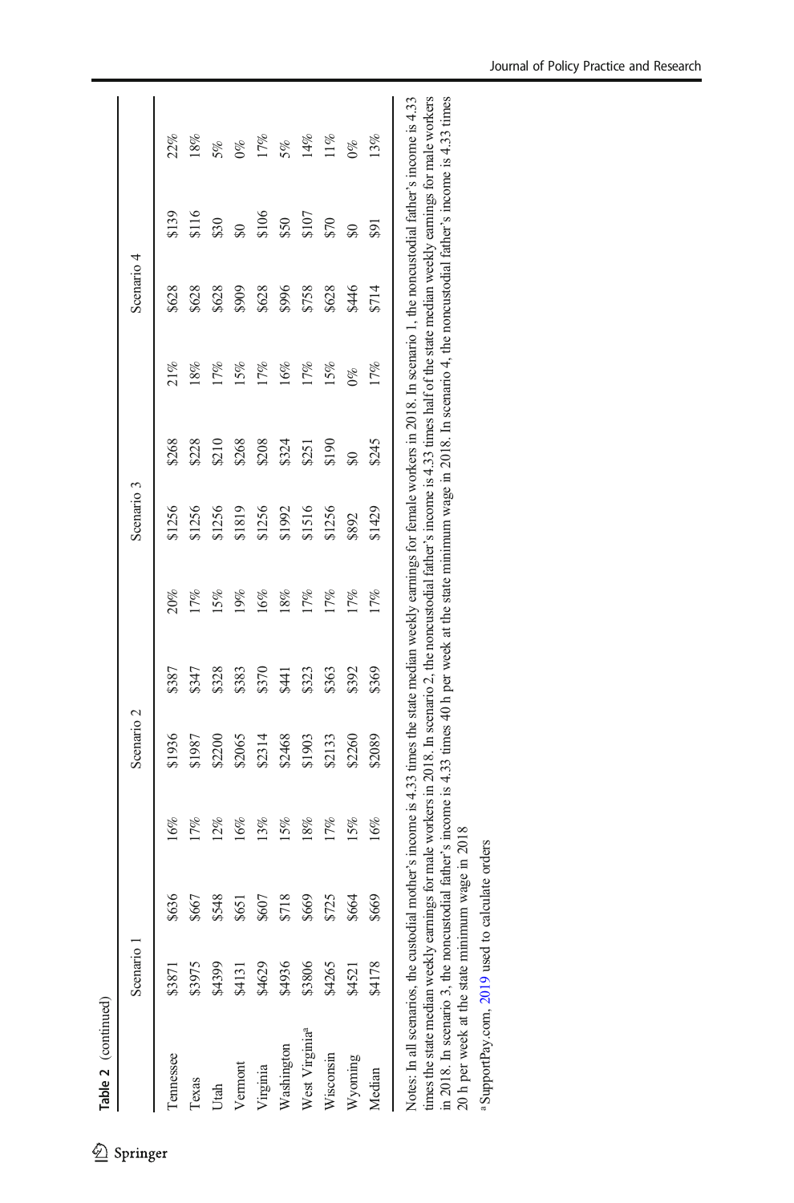**Table 2** (continued)

| | Scenario 1 | | | Scenario 2 | | | Scenario 3 | | | Scenario 4 | | |
|---|---|---|---|---|---|---|---|---|---|---|---|---|
| Tennessee | \$3871 | \$636 | 16% | \$1936 | \$387 | 20% | \$1256 | \$268 | 21% | \$628 | \$139 | 22% |
| Texas | \$3975 | \$667 | 17% | \$1987 | \$347 | 17% | \$1256 | \$228 | 18% | \$628 | \$116 | 18% |
| Utah | \$4399 | \$548 | 12% | \$2200 | \$328 | 15% | \$1256 | \$210 | 17% | \$628 | \$30 | 5% |
| Vermont | \$4131 | \$651 | 16% | \$2065 | \$383 | 19% | \$1819 | \$268 | 15% | \$909 | \$0 | 0% |
| Virginia | \$4629 | \$607 | 13% | \$2314 | \$370 | 16% | \$1256 | \$208 | 17% | \$628 | \$106 | 17% |
| Washington | \$4936 | \$718 | 15% | \$2468 | \$441 | 18% | \$1992 | \$324 | 16% | \$996 | \$50 | 5% |
| West Virginia[a] | \$3806 | \$669 | 18% | \$1903 | \$323 | 17% | \$1516 | \$251 | 17% | \$758 | \$107 | 14% |
| Wisconsin | \$4265 | \$725 | 17% | \$2133 | \$363 | 17% | \$1256 | \$190 | 15% | \$628 | \$70 | 11% |
| Wyoming | \$4521 | \$664 | 15% | \$2260 | \$392 | 17% | \$892 | \$0 | 0% | \$446 | \$0 | 0% |
| Median | \$4178 | \$669 | 16% | \$2089 | \$369 | 17% | \$1429 | \$245 | 17% | \$714 | \$91 | 13% |

Notes: In all scenarios, the custodial mother's income is 4.33 times the state median weekly earnings for female workers in 2018. In scenario 1, the noncustodial father's income is 4.33 times the state median weekly earnings for male workers in 2018. In scenario 2, the noncustodial father's income is 4.33 times half of the state median weekly earnings for male workers in 2018. In scenario 3, the noncustodial father's income is 4.33 times 40 h per week at the state minimum wage in 2018. In scenario 4, the noncustodial father's income is 4.33 times 20 h per week at the state minimum wage in 2018

[a] SupportPay.com, 2019 used to calculate orders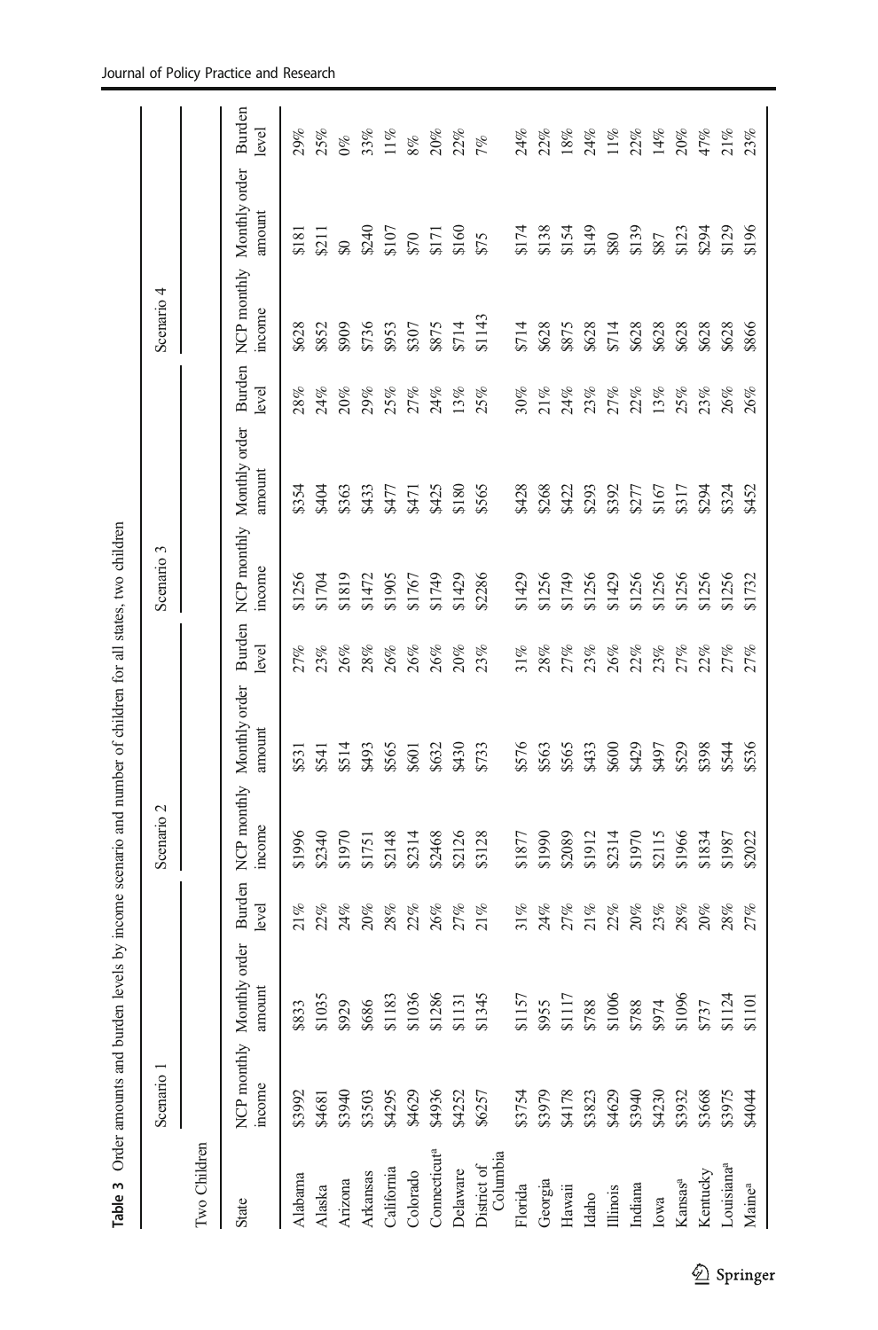**Table 3** Order amounts and burden levels by income scenario and number of children for all states, two children

| State | Scenario 1 | | | Scenario 2 | | | Scenario 3 | | | Scenario 4 | | |
|---|---|---|---|---|---|---|---|---|---|---|---|---|
| | NCP monthly income | Monthly order amount | Burden level | NCP monthly income | Monthly order amount | Burden level | NCP monthly income | Monthly order amount | Burden level | NCP monthly income | Monthly order amount | Burden level |
| Two Children | | | | | | | | | | | | |
| Alabama | $3992 | $833 | 21% | $1996 | $531 | 27% | $1256 | $354 | 28% | $628 | $181 | 29% |
| Alaska | $4681 | $1035 | 22% | $2340 | $541 | 23% | $1704 | $404 | 24% | $852 | $211 | 25% |
| Arizona | $3940 | $929 | 24% | $1970 | $514 | 26% | $1819 | $363 | 20% | $909 | $0 | 0% |
| Arkansas | $3503 | $686 | 20% | $1751 | $493 | 28% | $1472 | $433 | 29% | $736 | $240 | 33% |
| California | $4295 | $1183 | 28% | $2148 | $565 | 26% | $1905 | $477 | 25% | $953 | $107 | 11% |
| Colorado | $4629 | $1036 | 22% | $2314 | $601 | 26% | $1767 | $471 | 27% | $307 | $70 | 8% |
| Connecticut[a] | $4936 | $1286 | 26% | $2468 | $632 | 26% | $1749 | $425 | 24% | $875 | $171 | 20% |
| Delaware | $4252 | $1131 | 27% | $2126 | $430 | 20% | $1429 | $180 | 13% | $714 | $160 | 22% |
| District of Columbia | $6257 | $1345 | 21% | $3128 | $733 | 23% | $2286 | $565 | 25% | $1143 | $75 | 7% |
| Florida | $3754 | $1157 | 31% | $1877 | $576 | 31% | $1429 | $428 | 30% | $714 | $174 | 24% |
| Georgia | $3979 | $955 | 24% | $1990 | $563 | 28% | $1256 | $268 | 21% | $628 | $138 | 22% |
| Hawaii | $4178 | $1117 | 27% | $2089 | $565 | 27% | $1749 | $422 | 24% | $875 | $154 | 18% |
| Idaho | $3823 | $788 | 21% | $1912 | $433 | 23% | $1256 | $293 | 23% | $628 | $149 | 24% |
| Illinois | $4629 | $1006 | 22% | $2314 | $600 | 26% | $1429 | $392 | 27% | $714 | $80 | 11% |
| Indiana | $3940 | $788 | 20% | $1970 | $429 | 22% | $1256 | $277 | 22% | $628 | $139 | 22% |
| Iowa | $4230 | $974 | 23% | $2115 | $497 | 23% | $1256 | $167 | 13% | $628 | $87 | 14% |
| Kansas[a] | $3932 | $1096 | 28% | $1966 | $529 | 27% | $1256 | $317 | 25% | $628 | $123 | 20% |
| Kentucky | $3668 | $737 | 20% | $1834 | $398 | 22% | $1256 | $294 | 23% | $628 | $294 | 47% |
| Louisiana[a] | $3975 | $1124 | 28% | $1987 | $544 | 27% | $1256 | $324 | 26% | $628 | $129 | 21% |
| Maine[a] | $4044 | $1101 | 27% | $2022 | $536 | 27% | $1732 | $452 | 26% | $866 | $196 | 23% |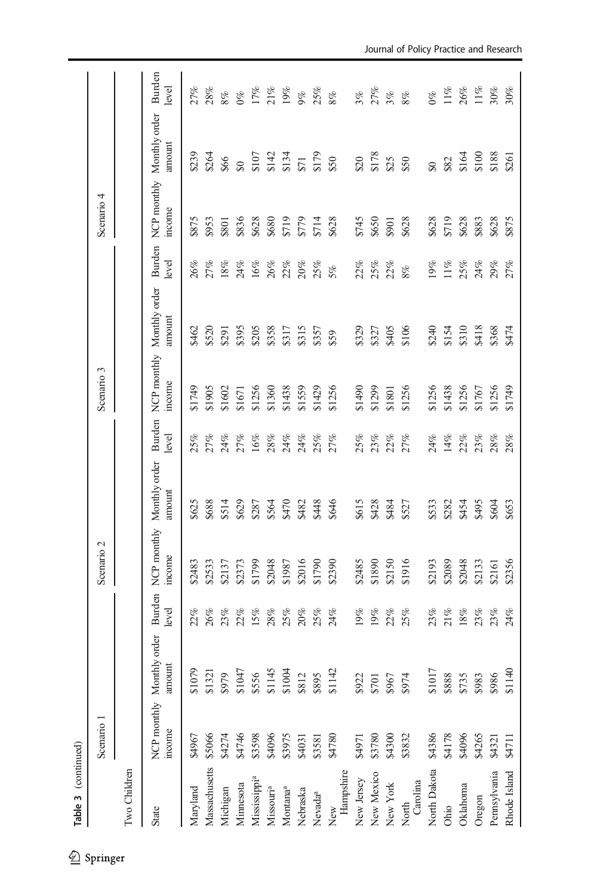**Table 3** (continued)

| State | Scenario 1 | | | Scenario 2 | | | Scenario 3 | | | Scenario 4 | | |
|---|---|---|---|---|---|---|---|---|---|---|---|---|
| | NCP monthly income | Monthly order amount | Burden level | NCP monthly income | Monthly order amount | Burden level | NCP monthly income | Monthly order amount | Burden level | NCP monthly income | Monthly order amount | Burden level |
| Two Children | | | | | | | | | | | | |
| Maryland | $4967 | $1079 | 22% | $2483 | $625 | 25% | $1749 | $462 | 26% | $875 | $239 | 27% |
| Massachusetts | $5066 | $1321 | 26% | $2533 | $688 | 27% | $1905 | $520 | 27% | $953 | $264 | 28% |
| Michigan | $4274 | $979 | 23% | $2137 | $514 | 24% | $1602 | $291 | 18% | $801 | $66 | 8% |
| Minnesota | $4746 | $1047 | 22% | $2373 | $629 | 27% | $1671 | $395 | 24% | $836 | $0 | 0% |
| Mississippi[a] | $3598 | $556 | 15% | $1799 | $287 | 16% | $1256 | $205 | 16% | $628 | $107 | 17% |
| Missouri[a] | $4096 | $1145 | 28% | $2048 | $564 | 28% | $1360 | $358 | 26% | $680 | $142 | 21% |
| Montana[a] | $3975 | $1004 | 25% | $1987 | $470 | 24% | $1438 | $317 | 22% | $719 | $134 | 19% |
| Nebraska | $4031 | $812 | 20% | $2016 | $482 | 24% | $1559 | $315 | 20% | $779 | $71 | 9% |
| Nevada[a] | $3581 | $895 | 25% | $1790 | $448 | 25% | $1429 | $357 | 25% | $714 | $179 | 25% |
| New Hampshire | $4780 | $1142 | 24% | $2390 | $646 | 27% | $1256 | $59 | 5% | $628 | $50 | 8% |
| New Jersey | $4971 | $922 | 19% | $2485 | $615 | 25% | $1490 | $329 | 22% | $745 | $20 | 3% |
| New Mexico | $3780 | $701 | 19% | $1890 | $428 | 23% | $1299 | $327 | 25% | $650 | $178 | 27% |
| New York | $4300 | $967 | 22% | $2150 | $484 | 22% | $1801 | $405 | 22% | $901 | $25 | 3% |
| North Carolina | $3832 | $974 | 25% | $1916 | $527 | 27% | $1256 | $106 | 8% | $628 | $50 | 8% |
| North Dakota | $4386 | $1017 | 23% | $2193 | $533 | 24% | $1256 | $240 | 19% | $628 | $0 | 0% |
| Ohio | $4178 | $888 | 21% | $2089 | $282 | 14% | $1438 | $154 | 11% | $719 | $82 | 11% |
| Oklahoma | $4096 | $735 | 18% | $2048 | $454 | 22% | $1256 | $310 | 25% | $628 | $164 | 26% |
| Oregon | $4265 | $983 | 23% | $2133 | $495 | 23% | $1767 | $418 | 24% | $883 | $100 | 11% |
| Pennsylvania | $4321 | $986 | 23% | $2161 | $604 | 28% | $1256 | $368 | 29% | $628 | $188 | 30% |
| Rhode Island | $4711 | $1140 | 24% | $2356 | $653 | 28% | $1749 | $474 | 27% | $875 | $261 | 30% |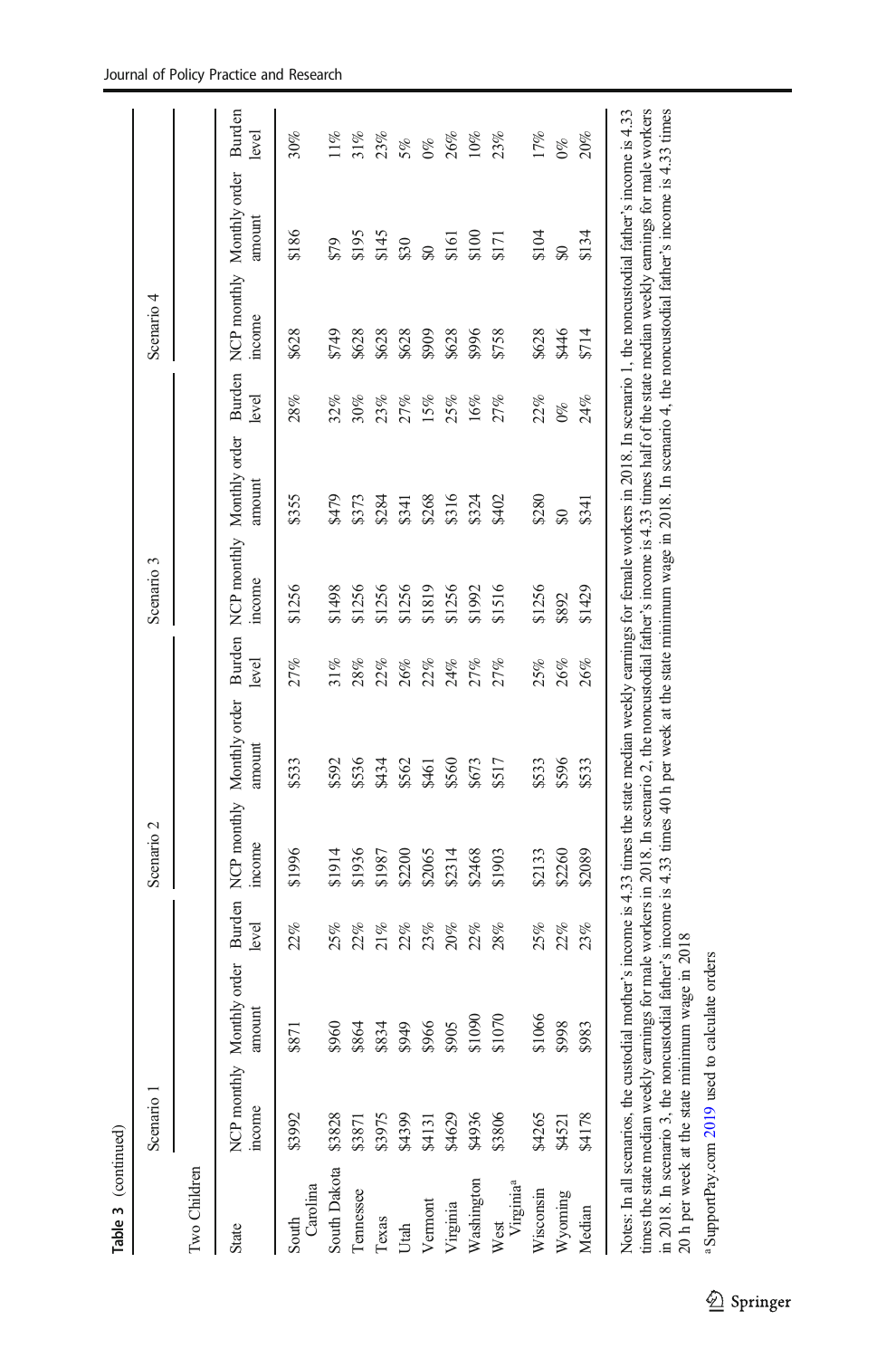**Table 3** (continued)

| State | Scenario 1 | | | Scenario 2 | | | Scenario 3 | | | Scenario 4 | | |
|---|---|---|---|---|---|---|---|---|---|---|---|---|
| | NCP monthly income | Monthly order amount | Burden level | NCP monthly income | Monthly order amount | Burden level | NCP monthly income | Monthly order amount | Burden level | NCP monthly income | Monthly order amount | Burden level |
| Two Children | | | | | | | | | | | | |
| South Carolina | $3992 | $871 | 22% | $1996 | $533 | 27% | $1256 | $355 | 28% | $628 | $186 | 30% |
| South Dakota | $3828 | $960 | 25% | $1914 | $592 | 31% | $1498 | $479 | 32% | $749 | $79 | 11% |
| Tennessee | $3871 | $864 | 22% | $1936 | $536 | 28% | $1256 | $373 | 30% | $628 | $195 | 31% |
| Texas | $3975 | $834 | 21% | $1987 | $434 | 22% | $1256 | $284 | 23% | $628 | $145 | 23% |
| Utah | $4399 | $949 | 22% | $2200 | $562 | 26% | $1256 | $341 | 27% | $628 | $30 | 5% |
| Vermont | $4131 | $966 | 23% | $2065 | $461 | 22% | $1819 | $268 | 15% | $909 | $0 | 0% |
| Virginia | $4629 | $905 | 20% | $2314 | $560 | 24% | $1256 | $316 | 25% | $628 | $161 | 26% |
| Washington | $4936 | $1090 | 22% | $2468 | $673 | 27% | $1992 | $324 | 16% | $996 | $100 | 10% |
| West Virginia[a] | $3806 | $1070 | 28% | $1903 | $517 | 27% | $1516 | $402 | 27% | $758 | $171 | 23% |
| Wisconsin | $4265 | $1066 | 25% | $2133 | $533 | 25% | $1256 | $280 | 22% | $628 | $104 | 17% |
| Wyoming | $4521 | $998 | 22% | $2260 | $596 | 26% | $892 | $0 | 0% | $446 | $0 | 0% |
| Median | $4178 | $983 | 23% | $2089 | $533 | 26% | $1429 | $341 | 24% | $714 | $134 | 20% |

Notes: In all scenarios, the custodial mother's income is 4.33 times the state median weekly earnings for female workers in 2018. In scenario 1, the noncustodial father's income is 4.33 times the state median weekly earnings for male workers in 2018. In scenario 2, the noncustodial father's income is 4.33 times half of the state median weekly earnings for male workers in 2018. In scenario 3, the noncustodial father's income is 4.33 times 40 h per week at the state minimum wage in 2018. In scenario 4, the noncustodial father's income is 4.33 times 20 h per week at the state minimum wage in 2018

[a] SupportPay.com 2019 used to calculate orders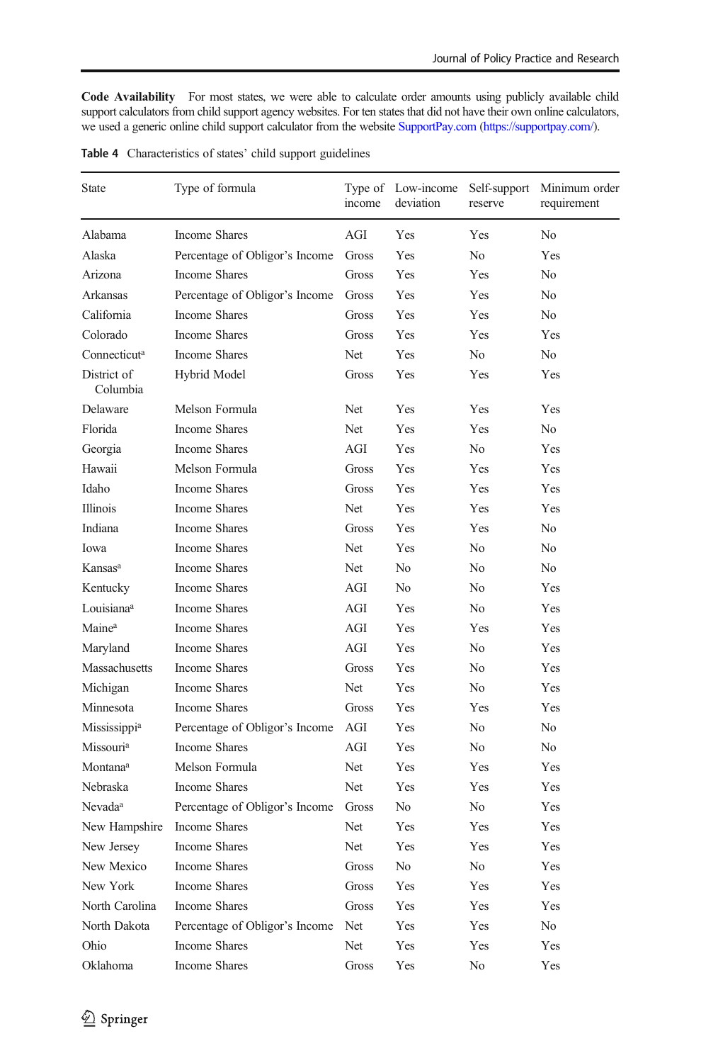**Code Availability** For most states, we were able to calculate order amounts using publicly available child support calculators from child support agency websites. For ten states that did not have their own online calculators, we used a generic online child support calculator from the website SupportPay.com (https://supportpay.com/).

Table 4 Characteristics of states' child support guidelines

| State | Type of formula | Type of income | Low-income deviation | Self-support reserve | Minimum order requirement |
|---|---|---|---|---|---|
| Alabama | Income Shares | AGI | Yes | Yes | No |
| Alaska | Percentage of Obligor's Income | Gross | Yes | No | Yes |
| Arizona | Income Shares | Gross | Yes | Yes | No |
| Arkansas | Percentage of Obligor's Income | Gross | Yes | Yes | No |
| California | Income Shares | Gross | Yes | Yes | No |
| Colorado | Income Shares | Gross | Yes | Yes | Yes |
| Connecticut[a] | Income Shares | Net | Yes | No | No |
| District of Columbia | Hybrid Model | Gross | Yes | Yes | Yes |
| Delaware | Melson Formula | Net | Yes | Yes | Yes |
| Florida | Income Shares | Net | Yes | Yes | No |
| Georgia | Income Shares | AGI | Yes | No | Yes |
| Hawaii | Melson Formula | Gross | Yes | Yes | Yes |
| Idaho | Income Shares | Gross | Yes | Yes | Yes |
| Illinois | Income Shares | Net | Yes | Yes | Yes |
| Indiana | Income Shares | Gross | Yes | Yes | No |
| Iowa | Income Shares | Net | Yes | No | No |
| Kansas[a] | Income Shares | Net | No | No | No |
| Kentucky | Income Shares | AGI | No | No | Yes |
| Louisiana[a] | Income Shares | AGI | Yes | No | Yes |
| Maine[a] | Income Shares | AGI | Yes | Yes | Yes |
| Maryland | Income Shares | AGI | Yes | No | Yes |
| Massachusetts | Income Shares | Gross | Yes | No | Yes |
| Michigan | Income Shares | Net | Yes | No | Yes |
| Minnesota | Income Shares | Gross | Yes | Yes | Yes |
| Mississippi[a] | Percentage of Obligor's Income | AGI | Yes | No | No |
| Missouri[a] | Income Shares | AGI | Yes | No | No |
| Montana[a] | Melson Formula | Net | Yes | Yes | Yes |
| Nebraska | Income Shares | Net | Yes | Yes | Yes |
| Nevada[a] | Percentage of Obligor's Income | Gross | No | No | Yes |
| New Hampshire | Income Shares | Net | Yes | Yes | Yes |
| New Jersey | Income Shares | Net | Yes | Yes | Yes |
| New Mexico | Income Shares | Gross | No | No | Yes |
| New York | Income Shares | Gross | Yes | Yes | Yes |
| North Carolina | Income Shares | Gross | Yes | Yes | Yes |
| North Dakota | Percentage of Obligor's Income | Net | Yes | Yes | No |
| Ohio | Income Shares | Net | Yes | Yes | Yes |
| Oklahoma | Income Shares | Gross | Yes | No | Yes |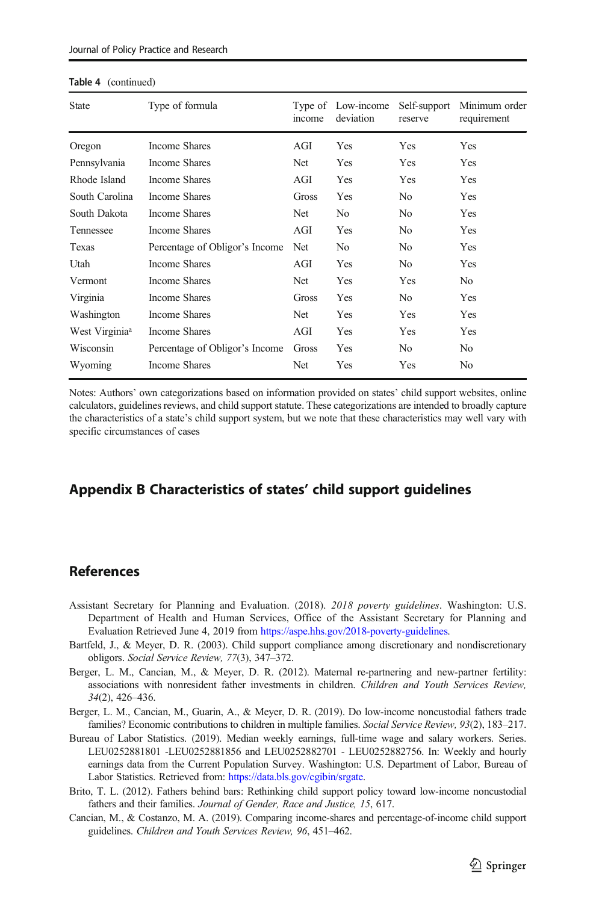Table 4 (continued)

| State | Type of formula | Type of income | Low-income deviation | Self-support reserve | Minimum order requirement |
|---|---|---|---|---|---|
| Oregon | Income Shares | AGI | Yes | Yes | Yes |
| Pennsylvania | Income Shares | Net | Yes | Yes | Yes |
| Rhode Island | Income Shares | AGI | Yes | Yes | Yes |
| South Carolina | Income Shares | Gross | Yes | No | Yes |
| South Dakota | Income Shares | Net | No | No | Yes |
| Tennessee | Income Shares | AGI | Yes | No | Yes |
| Texas | Percentage of Obligor's Income | Net | No | No | Yes |
| Utah | Income Shares | AGI | Yes | No | Yes |
| Vermont | Income Shares | Net | Yes | Yes | No |
| Virginia | Income Shares | Gross | Yes | No | Yes |
| Washington | Income Shares | Net | Yes | Yes | Yes |
| West Virginia[a] | Income Shares | AGI | Yes | Yes | Yes |
| Wisconsin | Percentage of Obligor's Income | Gross | Yes | No | No |
| Wyoming | Income Shares | Net | Yes | Yes | No |

Notes: Authors' own categorizations based on information provided on states' child support websites, online calculators, guidelines reviews, and child support statute. These categorizations are intended to broadly capture the characteristics of a state's child support system, but we note that these characteristics may well vary with specific circumstances of cases

## Appendix B Characteristics of states' child support guidelines

## References

Assistant Secretary for Planning and Evaluation. (2018). *2018 poverty guidelines*. Washington: U.S. Department of Health and Human Services, Office of the Assistant Secretary for Planning and Evaluation Retrieved June 4, 2019 from https://aspe.hhs.gov/2018-poverty-guidelines.

Bartfeld, J., & Meyer, D. R. (2003). Child support compliance among discretionary and nondiscretionary obligors. *Social Service Review, 77*(3), 347–372.

Berger, L. M., Cancian, M., & Meyer, D. R. (2012). Maternal re-partnering and new-partner fertility: associations with nonresident father investments in children. *Children and Youth Services Review, 34*(2), 426–436.

Berger, L. M., Cancian, M., Guarin, A., & Meyer, D. R. (2019). Do low-income noncustodial fathers trade families? Economic contributions to children in multiple families. *Social Service Review, 93*(2), 183–217.

Bureau of Labor Statistics. (2019). Median weekly earnings, full-time wage and salary workers. Series. LEU0252881801 -LEU0252881856 and LEU0252882701 - LEU0252882756. In: Weekly and hourly earnings data from the Current Population Survey. Washington: U.S. Department of Labor, Bureau of Labor Statistics. Retrieved from: https://data.bls.gov/cgibin/srgate.

Brito, T. L. (2012). Fathers behind bars: Rethinking child support policy toward low-income noncustodial fathers and their families. *Journal of Gender, Race and Justice, 15*, 617.

Cancian, M., & Costanzo, M. A. (2019). Comparing income-shares and percentage-of-income child support guidelines. *Children and Youth Services Review, 96*, 451–462.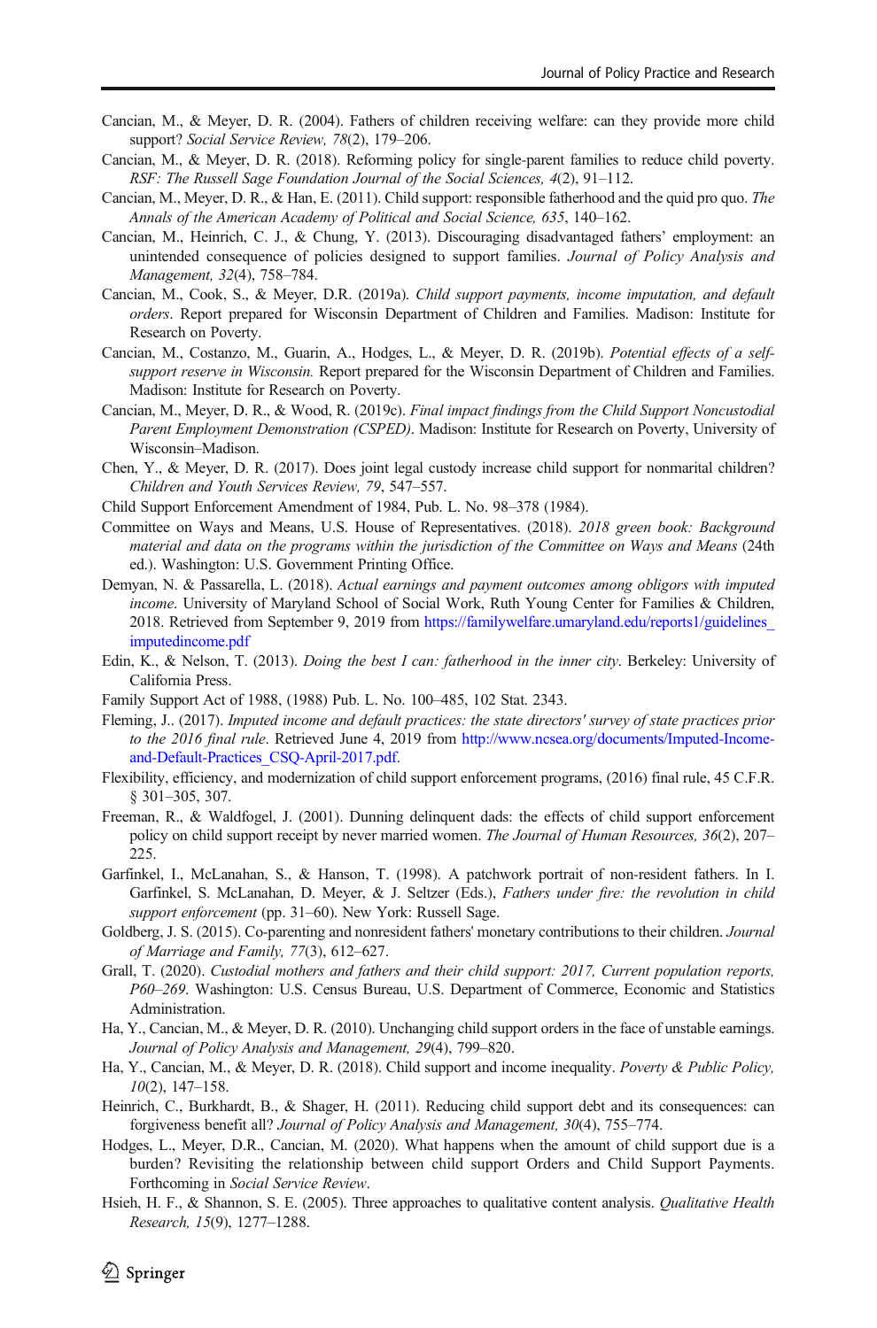Cancian, M., & Meyer, D. R. (2004). Fathers of children receiving welfare: can they provide more child support? *Social Service Review, 78*(2), 179–206.

Cancian, M., & Meyer, D. R. (2018). Reforming policy for single-parent families to reduce child poverty. *RSF: The Russell Sage Foundation Journal of the Social Sciences, 4*(2), 91–112.

Cancian, M., Meyer, D. R., & Han, E. (2011). Child support: responsible fatherhood and the quid pro quo. *The Annals of the American Academy of Political and Social Science, 635*, 140–162.

Cancian, M., Heinrich, C. J., & Chung, Y. (2013). Discouraging disadvantaged fathers' employment: an unintended consequence of policies designed to support families. *Journal of Policy Analysis and Management, 32*(4), 758–784.

Cancian, M., Cook, S., & Meyer, D.R. (2019a). *Child support payments, income imputation, and default orders*. Report prepared for Wisconsin Department of Children and Families. Madison: Institute for Research on Poverty.

Cancian, M., Costanzo, M., Guarin, A., Hodges, L., & Meyer, D. R. (2019b). *Potential effects of a self-support reserve in Wisconsin.* Report prepared for the Wisconsin Department of Children and Families. Madison: Institute for Research on Poverty.

Cancian, M., Meyer, D. R., & Wood, R. (2019c). *Final impact findings from the Child Support Noncustodial Parent Employment Demonstration (CSPED)*. Madison: Institute for Research on Poverty, University of Wisconsin–Madison.

Chen, Y., & Meyer, D. R. (2017). Does joint legal custody increase child support for nonmarital children? *Children and Youth Services Review, 79*, 547–557.

Child Support Enforcement Amendment of 1984, Pub. L. No. 98–378 (1984).

Committee on Ways and Means, U.S. House of Representatives. (2018). *2018 green book: Background material and data on the programs within the jurisdiction of the Committee on Ways and Means* (24th ed.). Washington: U.S. Government Printing Office.

Demyan, N. & Passarella, L. (2018). *Actual earnings and payment outcomes among obligors with imputed income*. University of Maryland School of Social Work, Ruth Young Center for Families & Children, 2018. Retrieved from September 9, 2019 from https://familywelfare.umaryland.edu/reports1/guidelines_imputedincome.pdf

Edin, K., & Nelson, T. (2013). *Doing the best I can: fatherhood in the inner city*. Berkeley: University of California Press.

Family Support Act of 1988, (1988) Pub. L. No. 100–485, 102 Stat. 2343.

Fleming, J.. (2017). *Imputed income and default practices: the state directors' survey of state practices prior to the 2016 final rule*. Retrieved June 4, 2019 from http://www.ncsea.org/documents/Imputed-Income-and-Default-Practices_CSQ-April-2017.pdf.

Flexibility, efficiency, and modernization of child support enforcement programs, (2016) final rule, 45 C.F.R. § 301–305, 307.

Freeman, R., & Waldfogel, J. (2001). Dunning delinquent dads: the effects of child support enforcement policy on child support receipt by never married women. *The Journal of Human Resources, 36*(2), 207–225.

Garfinkel, I., McLanahan, S., & Hanson, T. (1998). A patchwork portrait of non-resident fathers. In I. Garfinkel, S. McLanahan, D. Meyer, & J. Seltzer (Eds.), *Fathers under fire: the revolution in child support enforcement* (pp. 31–60). New York: Russell Sage.

Goldberg, J. S. (2015). Co-parenting and nonresident fathers' monetary contributions to their children. *Journal of Marriage and Family, 77*(3), 612–627.

Grall, T. (2020). *Custodial mothers and fathers and their child support: 2017, Current population reports, P60–269*. Washington: U.S. Census Bureau, U.S. Department of Commerce, Economic and Statistics Administration.

Ha, Y., Cancian, M., & Meyer, D. R. (2010). Unchanging child support orders in the face of unstable earnings. *Journal of Policy Analysis and Management, 29*(4), 799–820.

Ha, Y., Cancian, M., & Meyer, D. R. (2018). Child support and income inequality. *Poverty & Public Policy, 10*(2), 147–158.

Heinrich, C., Burkhardt, B., & Shager, H. (2011). Reducing child support debt and its consequences: can forgiveness benefit all? *Journal of Policy Analysis and Management, 30*(4), 755–774.

Hodges, L., Meyer, D.R., Cancian, M. (2020). What happens when the amount of child support due is a burden? Revisiting the relationship between child support Orders and Child Support Payments. Forthcoming in *Social Service Review*.

Hsieh, H. F., & Shannon, S. E. (2005). Three approaches to qualitative content analysis. *Qualitative Health Research, 15*(9), 1277–1288.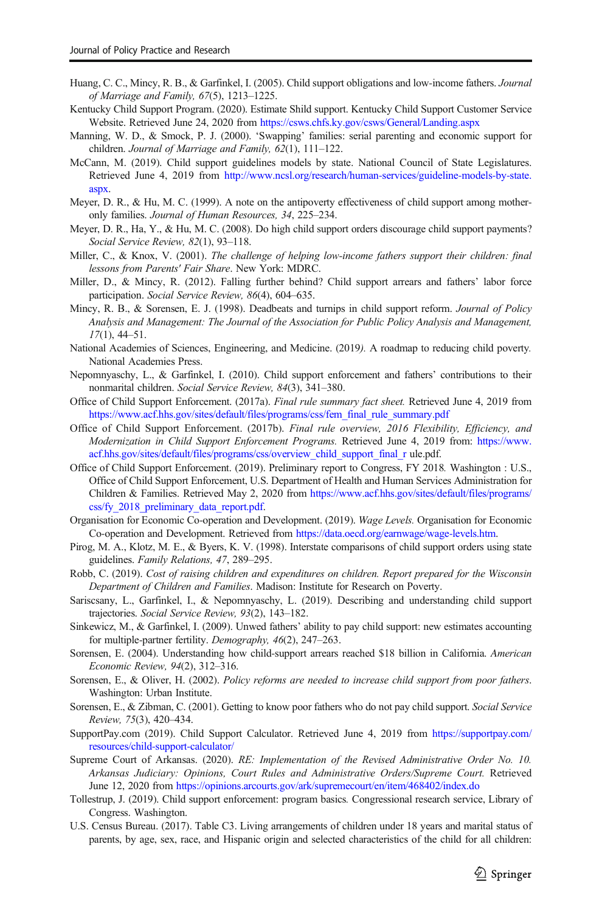Huang, C. C., Mincy, R. B., & Garfinkel, I. (2005). Child support obligations and low-income fathers. *Journal of Marriage and Family, 67*(5), 1213–1225.

Kentucky Child Support Program. (2020). Estimate Shild support. Kentucky Child Support Customer Service Website. Retrieved June 24, 2020 from https://csws.chfs.ky.gov/csws/General/Landing.aspx

Manning, W. D., & Smock, P. J. (2000). 'Swapping' families: serial parenting and economic support for children. *Journal of Marriage and Family, 62*(1), 111–122.

McCann, M. (2019). Child support guidelines models by state. National Council of State Legislatures. Retrieved June 4, 2019 from http://www.ncsl.org/research/human-services/guideline-models-by-state.aspx.

Meyer, D. R., & Hu, M. C. (1999). A note on the antipoverty effectiveness of child support among mother-only families. *Journal of Human Resources, 34*, 225–234.

Meyer, D. R., Ha, Y., & Hu, M. C. (2008). Do high child support orders discourage child support payments? *Social Service Review, 82*(1), 93–118.

Miller, C., & Knox, V. (2001). *The challenge of helping low-income fathers support their children: final lessons from Parents' Fair Share*. New York: MDRC.

Miller, D., & Mincy, R. (2012). Falling further behind? Child support arrears and fathers' labor force participation. *Social Service Review, 86*(4), 604–635.

Mincy, R. B., & Sorensen, E. J. (1998). Deadbeats and turnips in child support reform. *Journal of Policy Analysis and Management: The Journal of the Association for Public Policy Analysis and Management, 17*(1), 44–51.

National Academies of Sciences, Engineering, and Medicine. (2019). A roadmap to reducing child poverty. National Academies Press.

Nepomnyaschy, L., & Garfinkel, I. (2010). Child support enforcement and fathers' contributions to their nonmarital children. *Social Service Review, 84*(3), 341–380.

Office of Child Support Enforcement. (2017a). *Final rule summary fact sheet.* Retrieved June 4, 2019 from https://www.acf.hhs.gov/sites/default/files/programs/css/fem_final_rule_summary.pdf

Office of Child Support Enforcement. (2017b). *Final rule overview, 2016 Flexibility, Efficiency, and Modernization in Child Support Enforcement Programs.* Retrieved June 4, 2019 from: https://www.acf.hhs.gov/sites/default/files/programs/css/overview_child_support_final_r ule.pdf.

Office of Child Support Enforcement. (2019). Preliminary report to Congress, FY 2018*.* Washington : U.S., Office of Child Support Enforcement, U.S. Department of Health and Human Services Administration for Children & Families. Retrieved May 2, 2020 from https://www.acf.hhs.gov/sites/default/files/programs/css/fy_2018_preliminary_data_report.pdf.

Organisation for Economic Co-operation and Development. (2019). *Wage Levels.* Organisation for Economic Co-operation and Development. Retrieved from https://data.oecd.org/earnwage/wage-levels.htm.

Pirog, M. A., Klotz, M. E., & Byers, K. V. (1998). Interstate comparisons of child support orders using state guidelines. *Family Relations, 47*, 289–295.

Robb, C. (2019). *Cost of raising children and expenditures on children. Report prepared for the Wisconsin Department of Children and Families*. Madison: Institute for Research on Poverty.

Sariscsany, L., Garfinkel, I., & Nepomnyaschy, L. (2019). Describing and understanding child support trajectories. *Social Service Review, 93*(2), 143–182.

Sinkewicz, M., & Garfinkel, I. (2009). Unwed fathers' ability to pay child support: new estimates accounting for multiple-partner fertility. *Demography, 46*(2), 247–263.

Sorensen, E. (2004). Understanding how child-support arrears reached $18 billion in California. *American Economic Review, 94*(2), 312–316.

Sorensen, E., & Oliver, H. (2002). *Policy reforms are needed to increase child support from poor fathers*. Washington: Urban Institute.

Sorensen, E., & Zibman, C. (2001). Getting to know poor fathers who do not pay child support. *Social Service Review, 75*(3), 420–434.

SupportPay.com (2019). Child Support Calculator. Retrieved June 4, 2019 from https://supportpay.com/resources/child-support-calculator/

Supreme Court of Arkansas. (2020). *RE: Implementation of the Revised Administrative Order No. 10. Arkansas Judiciary: Opinions, Court Rules and Administrative Orders/Supreme Court.* Retrieved June 12, 2020 from https://opinions.arcourts.gov/ark/supremecourt/en/item/468402/index.do

Tollestrup, J. (2019). Child support enforcement: program basics*.* Congressional research service, Library of Congress. Washington.

U.S. Census Bureau. (2017). Table C3. Living arrangements of children under 18 years and marital status of parents, by age, sex, race, and Hispanic origin and selected characteristics of the child for all children: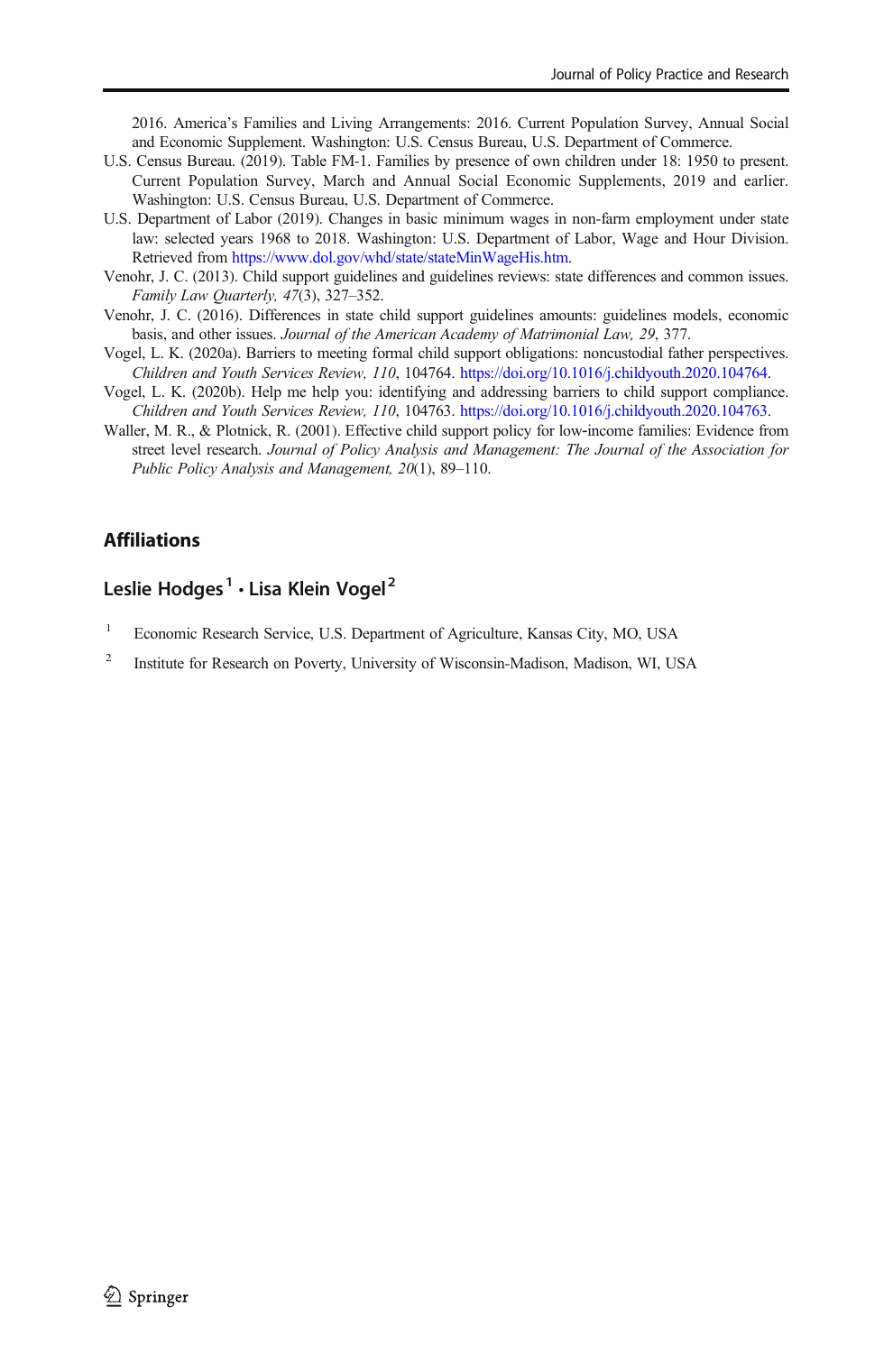2016. America's Families and Living Arrangements: 2016. Current Population Survey, Annual Social and Economic Supplement. Washington: U.S. Census Bureau, U.S. Department of Commerce.

U.S. Census Bureau. (2019). Table FM-1. Families by presence of own children under 18: 1950 to present. Current Population Survey, March and Annual Social Economic Supplements, 2019 and earlier. Washington: U.S. Census Bureau, U.S. Department of Commerce.

U.S. Department of Labor (2019). Changes in basic minimum wages in non-farm employment under state law: selected years 1968 to 2018. Washington: U.S. Department of Labor, Wage and Hour Division. Retrieved from https://www.dol.gov/whd/state/stateMinWageHis.htm.

Venohr, J. C. (2013). Child support guidelines and guidelines reviews: state differences and common issues. *Family Law Quarterly, 47*(3), 327–352.

Venohr, J. C. (2016). Differences in state child support guidelines amounts: guidelines models, economic basis, and other issues. *Journal of the American Academy of Matrimonial Law, 29*, 377.

Vogel, L. K. (2020a). Barriers to meeting formal child support obligations: noncustodial father perspectives. *Children and Youth Services Review, 110*, 104764. https://doi.org/10.1016/j.childyouth.2020.104764.

Vogel, L. K. (2020b). Help me help you: identifying and addressing barriers to child support compliance. *Children and Youth Services Review, 110*, 104763. https://doi.org/10.1016/j.childyouth.2020.104763.

Waller, M. R., & Plotnick, R. (2001). Effective child support policy for low-income families: Evidence from street level research. *Journal of Policy Analysis and Management: The Journal of the Association for Public Policy Analysis and Management, 20*(1), 89–110.

## Affiliations

### Leslie Hodges[1] · Lisa Klein Vogel[2]

[1] Economic Research Service, U.S. Department of Agriculture, Kansas City, MO, USA

[2] Institute for Research on Poverty, University of Wisconsin-Madison, Madison, WI, USA